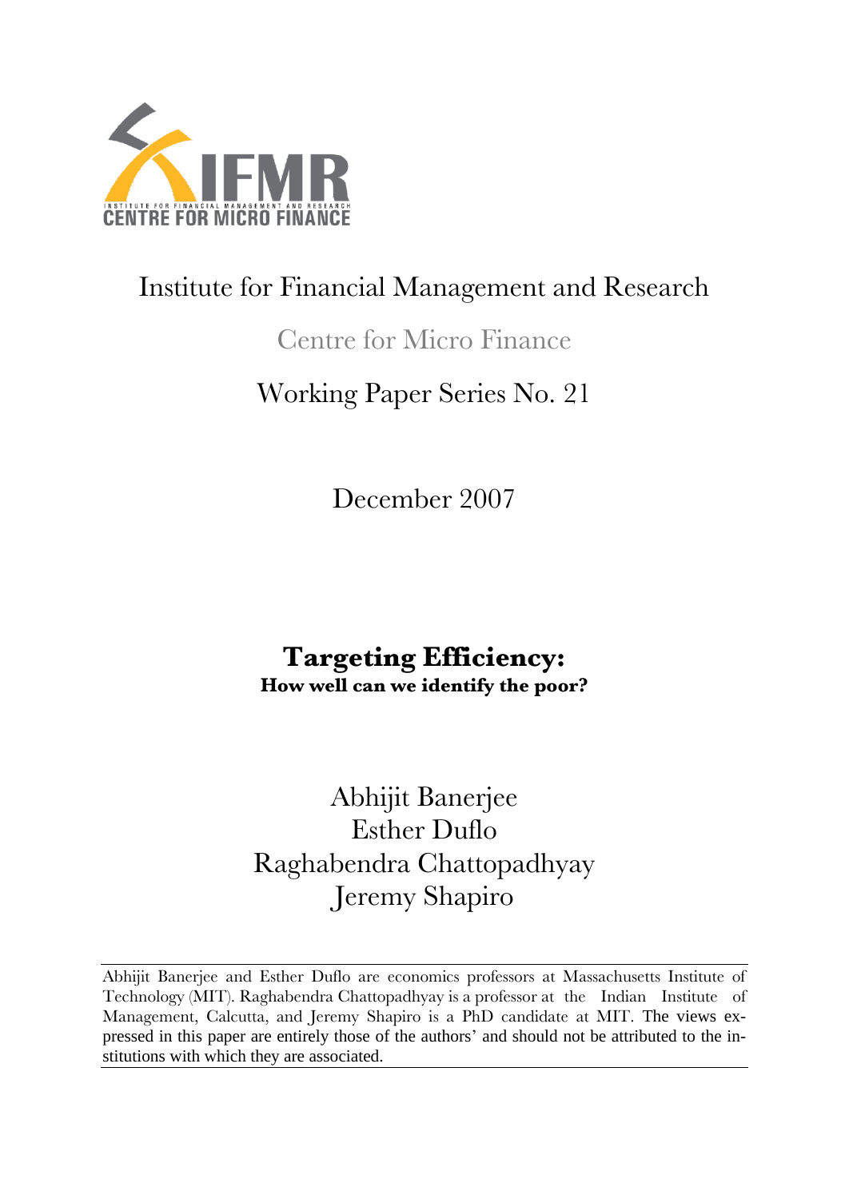Institute for Financial Management and Research

Centre for Micro Finance

Working Paper Series No. 21

December 2007

# Targeting Efficiency:

**How well can we identify the poor?**

Abhijit Banerjee
Esther Duflo
Raghabendra Chattopadhyay
Jeremy Shapiro

---

Abhijit Banerjee and Esther Duflo are economics professors at Massachusetts Institute of Technology (MIT). Raghabendra Chattopadhyay is a professor at the Indian Institute of Management, Calcutta, and Jeremy Shapiro is a PhD candidate at MIT. The views expressed in this paper are entirely those of the authors' and should not be attributed to the institutions with which they are associated.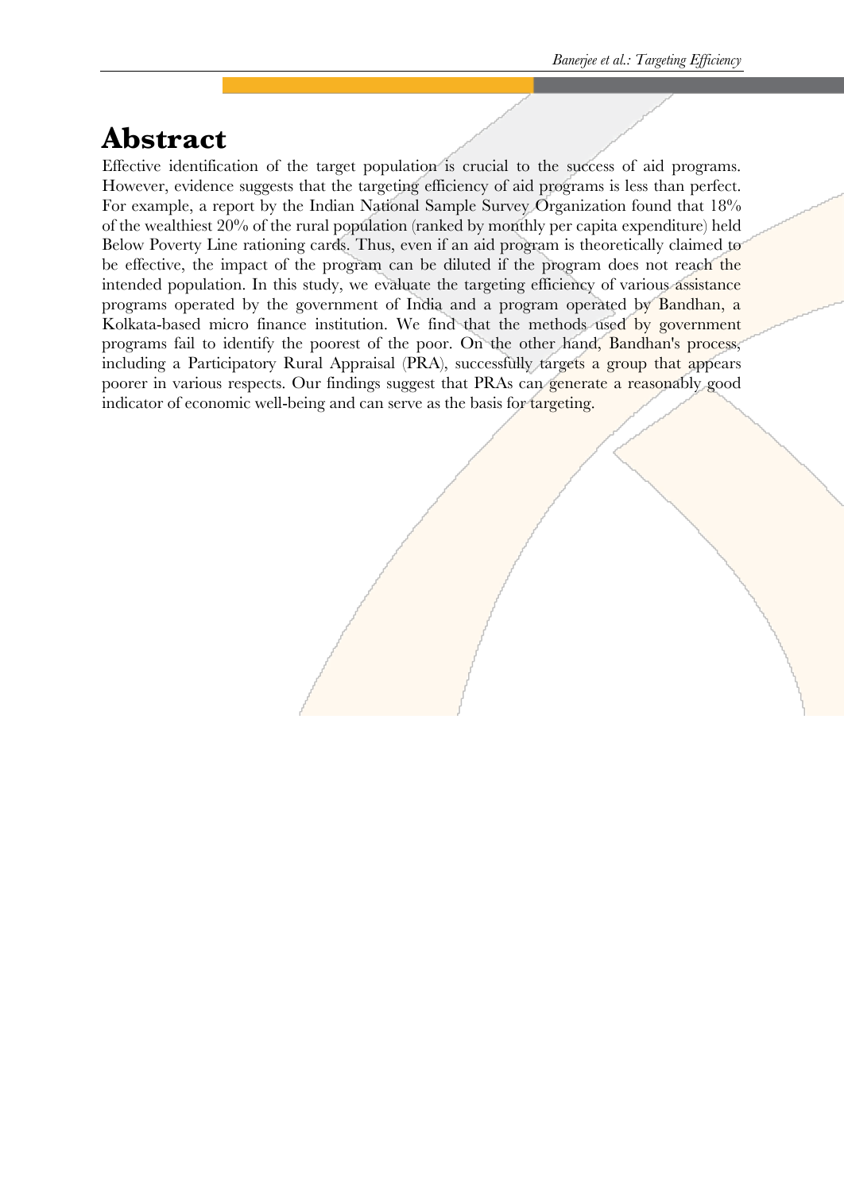# Abstract

Effective identification of the target population is crucial to the success of aid programs. However, evidence suggests that the targeting efficiency of aid programs is less than perfect. For example, a report by the Indian National Sample Survey Organization found that 18% of the wealthiest 20% of the rural population (ranked by monthly per capita expenditure) held Below Poverty Line rationing cards. Thus, even if an aid program is theoretically claimed to be effective, the impact of the program can be diluted if the program does not reach the intended population. In this study, we evaluate the targeting efficiency of various assistance programs operated by the government of India and a program operated by Bandhan, a Kolkata-based micro finance institution. We find that the methods used by government programs fail to identify the poorest of the poor. On the other hand, Bandhan's process, including a Participatory Rural Appraisal (PRA), successfully targets a group that appears poorer in various respects. Our findings suggest that PRAs can generate a reasonably good indicator of economic well-being and can serve as the basis for targeting.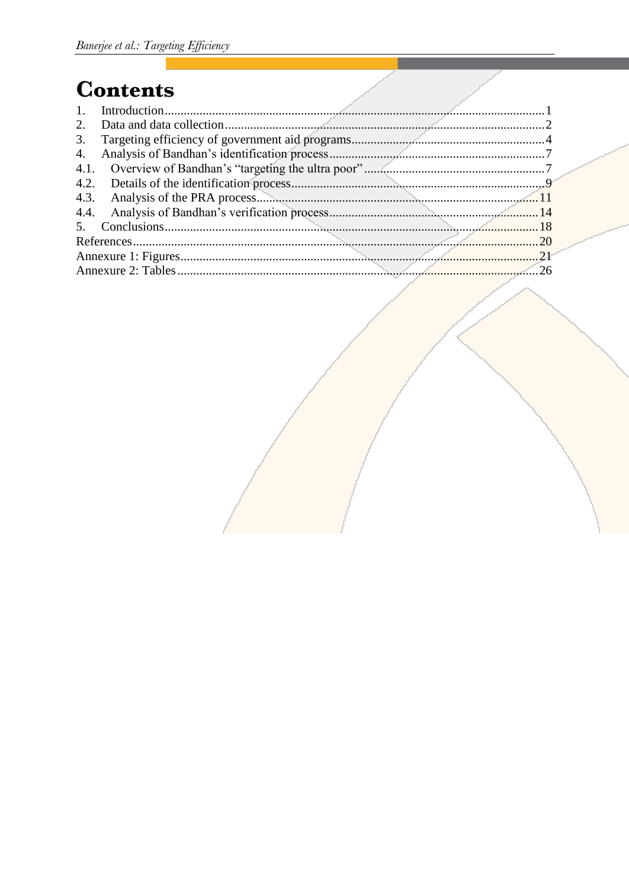# Contents

1. Introduction .......... 1
2. Data and data collection .......... 2
3. Targeting efficiency of government aid programs .......... 4
4. Analysis of Bandhan's identification process .......... 7
4.1. Overview of Bandhan's "targeting the ultra poor" .......... 7
4.2. Details of the identification process .......... 9
4.3. Analysis of the PRA process .......... 11
4.4. Analysis of Bandhan's verification process .......... 14
5. Conclusions .......... 18

References .......... 20

Annexure 1: Figures .......... 21

Annexure 2: Tables .......... 26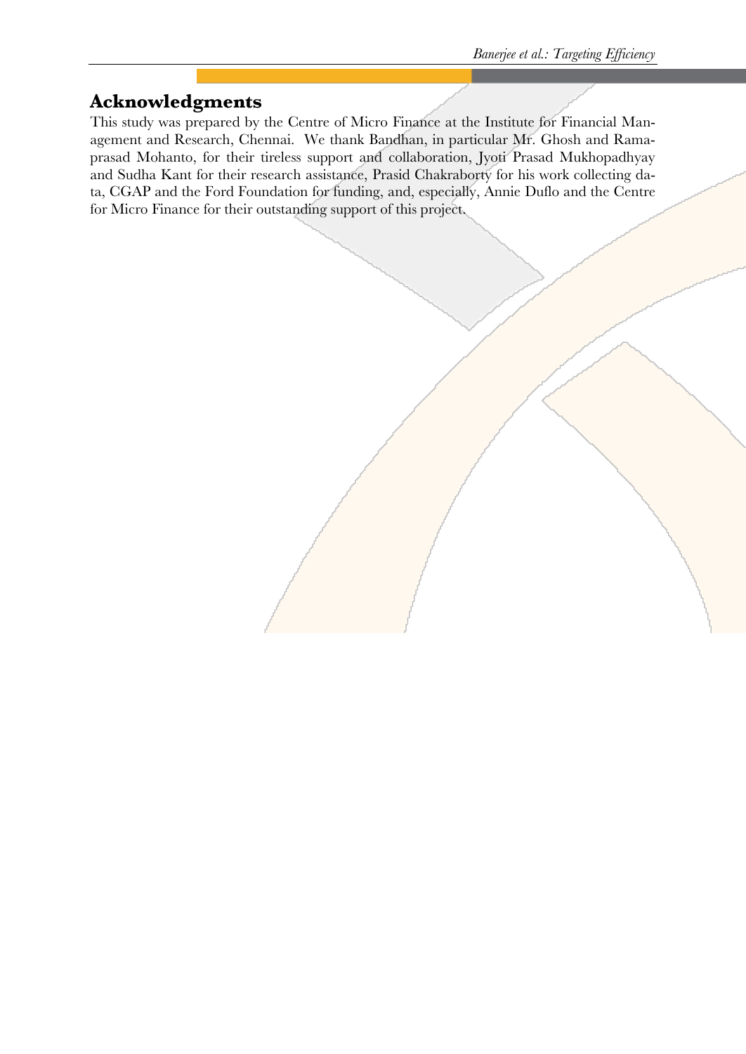## Acknowledgments

This study was prepared by the Centre of Micro Finance at the Institute for Financial Management and Research, Chennai. We thank Bandhan, in particular Mr. Ghosh and Ramaprasad Mohanto, for their tireless support and collaboration, Jyoti Prasad Mukhopadhyay and Sudha Kant for their research assistance, Prasid Chakraborty for his work collecting data, CGAP and the Ford Foundation for funding, and, especially, Annie Duflo and the Centre for Micro Finance for their outstanding support of this project.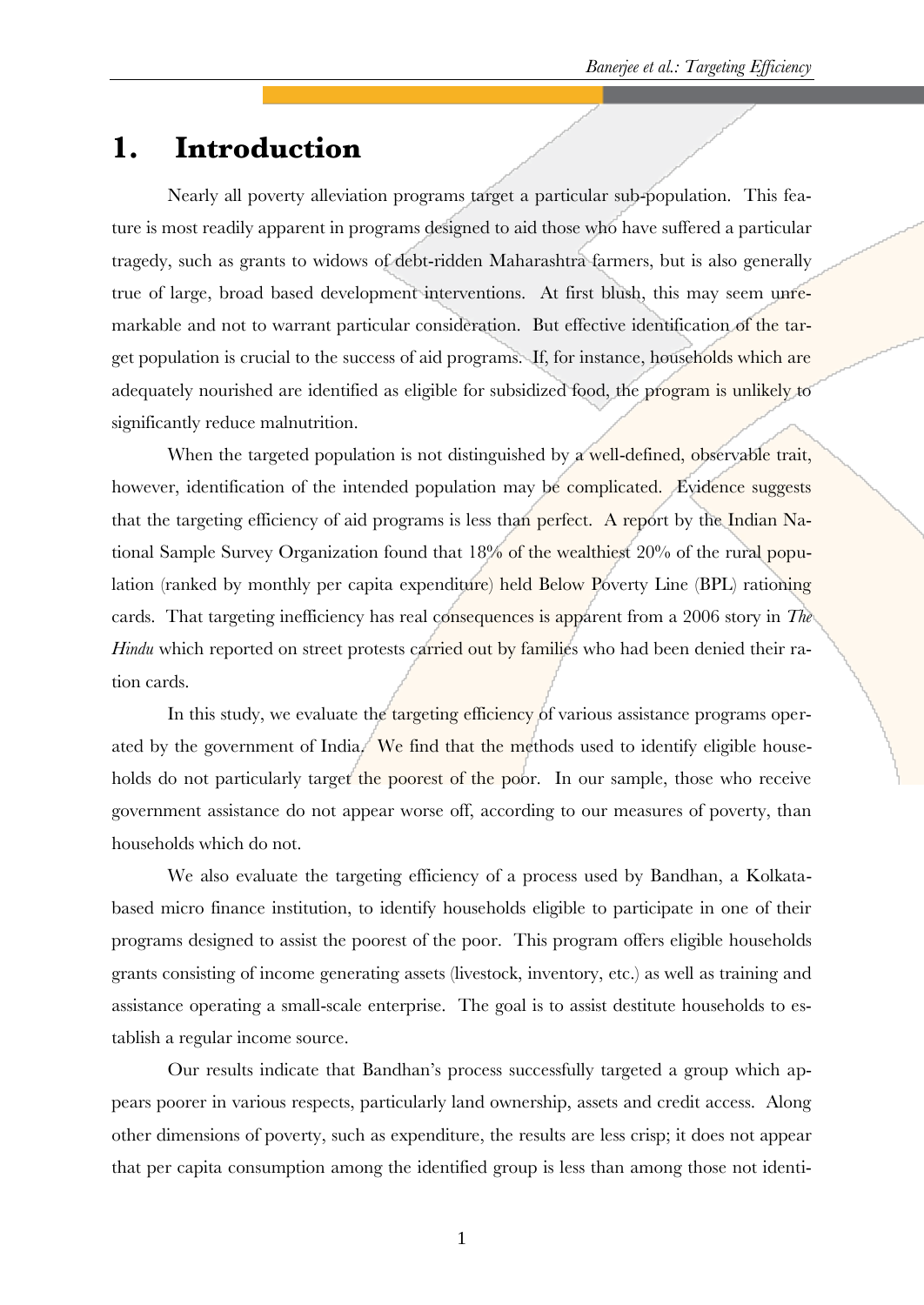# 1. Introduction

Nearly all poverty alleviation programs target a particular sub-population. This feature is most readily apparent in programs designed to aid those who have suffered a particular tragedy, such as grants to widows of debt-ridden Maharashtra farmers, but is also generally true of large, broad based development interventions. At first blush, this may seem unremarkable and not to warrant particular consideration. But effective identification of the target population is crucial to the success of aid programs. If, for instance, households which are adequately nourished are identified as eligible for subsidized food, the program is unlikely to significantly reduce malnutrition.

When the targeted population is not distinguished by a well-defined, observable trait, however, identification of the intended population may be complicated. Evidence suggests that the targeting efficiency of aid programs is less than perfect. A report by the Indian National Sample Survey Organization found that 18% of the wealthiest 20% of the rural population (ranked by monthly per capita expenditure) held Below Poverty Line (BPL) rationing cards. That targeting inefficiency has real consequences is apparent from a 2006 story in *The Hindu* which reported on street protests carried out by families who had been denied their ration cards.

In this study, we evaluate the targeting efficiency of various assistance programs operated by the government of India. We find that the methods used to identify eligible households do not particularly target the poorest of the poor. In our sample, those who receive government assistance do not appear worse off, according to our measures of poverty, than households which do not.

We also evaluate the targeting efficiency of a process used by Bandhan, a Kolkata-based micro finance institution, to identify households eligible to participate in one of their programs designed to assist the poorest of the poor. This program offers eligible households grants consisting of income generating assets (livestock, inventory, etc.) as well as training and assistance operating a small-scale enterprise. The goal is to assist destitute households to establish a regular income source.

Our results indicate that Bandhan's process successfully targeted a group which appears poorer in various respects, particularly land ownership, assets and credit access. Along other dimensions of poverty, such as expenditure, the results are less crisp; it does not appear that per capita consumption among the identified group is less than among those not identi-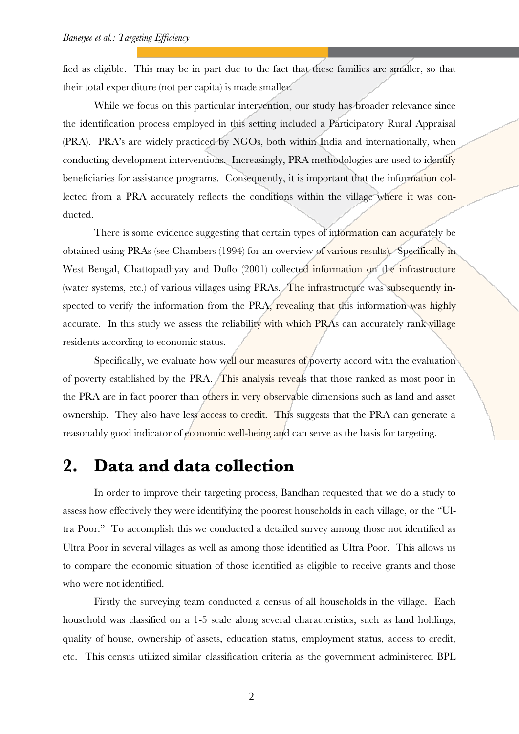fied as eligible. This may be in part due to the fact that these families are smaller, so that their total expenditure (not per capita) is made smaller.

While we focus on this particular intervention, our study has broader relevance since the identification process employed in this setting included a Participatory Rural Appraisal (PRA). PRA's are widely practiced by NGOs, both within India and internationally, when conducting development interventions. Increasingly, PRA methodologies are used to identify beneficiaries for assistance programs. Consequently, it is important that the information collected from a PRA accurately reflects the conditions within the village where it was conducted.

There is some evidence suggesting that certain types of information can accurately be obtained using PRAs (see Chambers (1994) for an overview of various results). Specifically in West Bengal, Chattopadhyay and Duflo (2001) collected information on the infrastructure (water systems, etc.) of various villages using PRAs. The infrastructure was subsequently inspected to verify the information from the PRA, revealing that this information was highly accurate. In this study we assess the reliability with which PRAs can accurately rank village residents according to economic status.

Specifically, we evaluate how well our measures of poverty accord with the evaluation of poverty established by the PRA. This analysis reveals that those ranked as most poor in the PRA are in fact poorer than others in very observable dimensions such as land and asset ownership. They also have less access to credit. This suggests that the PRA can generate a reasonably good indicator of economic well-being and can serve as the basis for targeting.

# 2. Data and data collection

In order to improve their targeting process, Bandhan requested that we do a study to assess how effectively they were identifying the poorest households in each village, or the "Ultra Poor." To accomplish this we conducted a detailed survey among those not identified as Ultra Poor in several villages as well as among those identified as Ultra Poor. This allows us to compare the economic situation of those identified as eligible to receive grants and those who were not identified.

Firstly the surveying team conducted a census of all households in the village. Each household was classified on a 1-5 scale along several characteristics, such as land holdings, quality of house, ownership of assets, education status, employment status, access to credit, etc. This census utilized similar classification criteria as the government administered BPL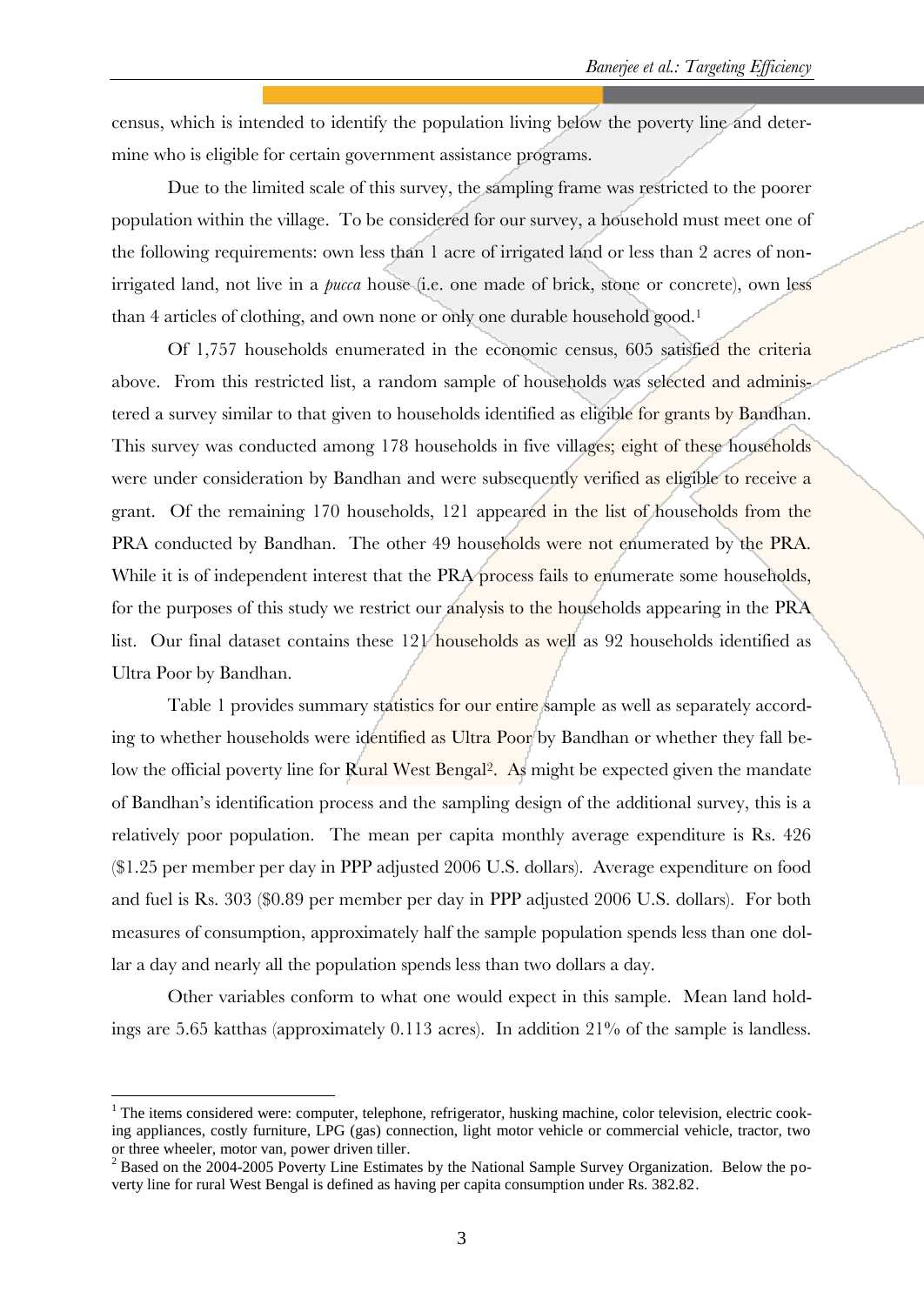census, which is intended to identify the population living below the poverty line and determine who is eligible for certain government assistance programs.

Due to the limited scale of this survey, the sampling frame was restricted to the poorer population within the village. To be considered for our survey, a household must meet one of the following requirements: own less than 1 acre of irrigated land or less than 2 acres of non-irrigated land, not live in a *pucca* house (i.e. one made of brick, stone or concrete), own less than 4 articles of clothing, and own none or only one durable household good.[1]

Of 1,757 households enumerated in the economic census, 605 satisfied the criteria above. From this restricted list, a random sample of households was selected and administered a survey similar to that given to households identified as eligible for grants by Bandhan. This survey was conducted among 178 households in five villages; eight of these households were under consideration by Bandhan and were subsequently verified as eligible to receive a grant. Of the remaining 170 households, 121 appeared in the list of households from the PRA conducted by Bandhan. The other 49 households were not enumerated by the PRA. While it is of independent interest that the PRA process fails to enumerate some households, for the purposes of this study we restrict our analysis to the households appearing in the PRA list. Our final dataset contains these 121 households as well as 92 households identified as Ultra Poor by Bandhan.

Table 1 provides summary statistics for our entire sample as well as separately according to whether households were identified as Ultra Poor by Bandhan or whether they fall below the official poverty line for Rural West Bengal[2]. As might be expected given the mandate of Bandhan's identification process and the sampling design of the additional survey, this is a relatively poor population. The mean per capita monthly average expenditure is Rs. 426 ($1.25 per member per day in PPP adjusted 2006 U.S. dollars). Average expenditure on food and fuel is Rs. 303 ($0.89 per member per day in PPP adjusted 2006 U.S. dollars). For both measures of consumption, approximately half the sample population spends less than one dollar a day and nearly all the population spends less than two dollars a day.

Other variables conform to what one would expect in this sample. Mean land holdings are 5.65 katthas (approximately 0.113 acres). In addition 21% of the sample is landless.

---

[1] The items considered were: computer, telephone, refrigerator, husking machine, color television, electric cooking appliances, costly furniture, LPG (gas) connection, light motor vehicle or commercial vehicle, tractor, two or three wheeler, motor van, power driven tiller.

[2] Based on the 2004-2005 Poverty Line Estimates by the National Sample Survey Organization. Below the poverty line for rural West Bengal is defined as having per capita consumption under Rs. 382.82.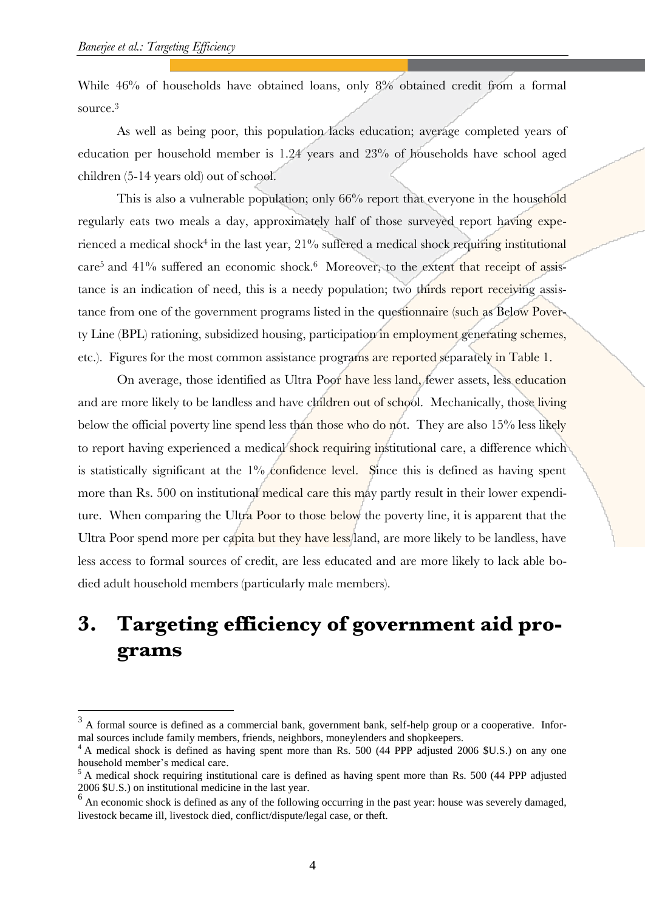While 46% of households have obtained loans, only 8% obtained credit from a formal source.[3]

As well as being poor, this population lacks education; average completed years of education per household member is 1.24 years and 23% of households have school aged children (5-14 years old) out of school.

This is also a vulnerable population; only 66% report that everyone in the household regularly eats two meals a day, approximately half of those surveyed report having experienced a medical shock[4] in the last year, 21% suffered a medical shock requiring institutional care[5] and 41% suffered an economic shock.[6] Moreover, to the extent that receipt of assistance is an indication of need, this is a needy population; two thirds report receiving assistance from one of the government programs listed in the questionnaire (such as Below Poverty Line (BPL) rationing, subsidized housing, participation in employment generating schemes, etc.). Figures for the most common assistance programs are reported separately in Table 1.

On average, those identified as Ultra Poor have less land, fewer assets, less education and are more likely to be landless and have children out of school. Mechanically, those living below the official poverty line spend less than those who do not. They are also 15% less likely to report having experienced a medical shock requiring institutional care, a difference which is statistically significant at the 1% confidence level. Since this is defined as having spent more than Rs. 500 on institutional medical care this may partly result in their lower expenditure. When comparing the Ultra Poor to those below the poverty line, it is apparent that the Ultra Poor spend more per capita but they have less land, are more likely to be landless, have less access to formal sources of credit, are less educated and are more likely to lack able bodied adult household members (particularly male members).

# 3. Targeting efficiency of government aid programs

---

[3] A formal source is defined as a commercial bank, government bank, self-help group or a cooperative. Informal sources include family members, friends, neighbors, moneylenders and shopkeepers.

[4] A medical shock is defined as having spent more than Rs. 500 (44 PPP adjusted 2006 $U.S.) on any one household member's medical care.

[5] A medical shock requiring institutional care is defined as having spent more than Rs. 500 (44 PPP adjusted 2006 $U.S.) on institutional medicine in the last year.

[6] An economic shock is defined as any of the following occurring in the past year: house was severely damaged, livestock became ill, livestock died, conflict/dispute/legal case, or theft.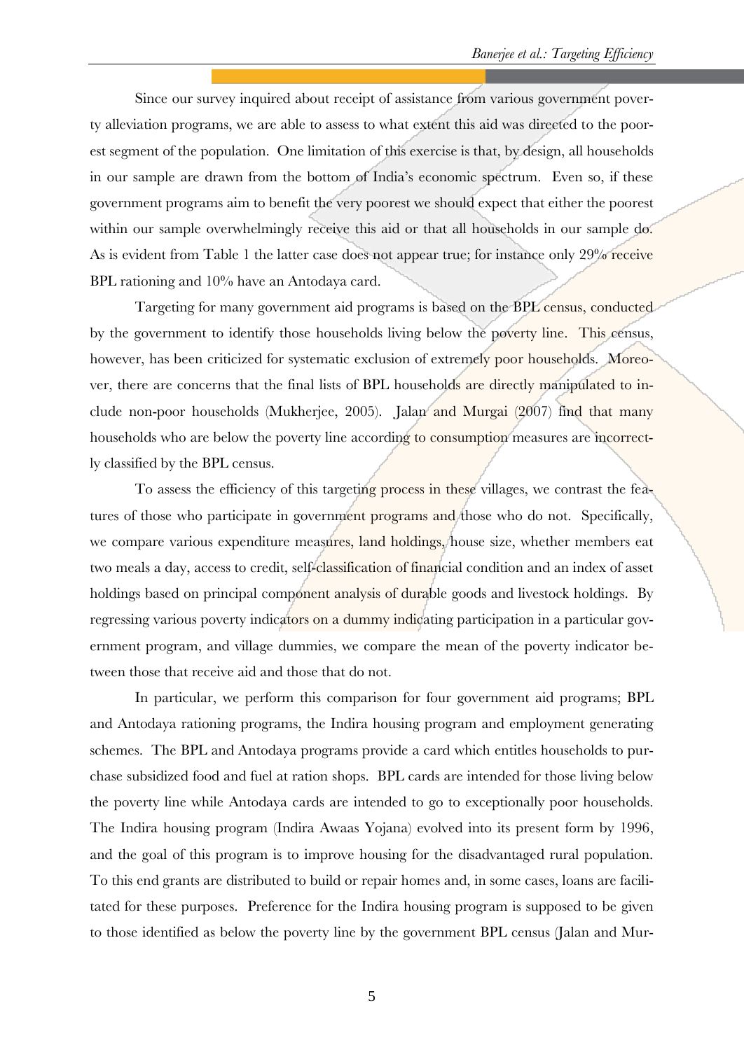Since our survey inquired about receipt of assistance from various government poverty alleviation programs, we are able to assess to what extent this aid was directed to the poorest segment of the population. One limitation of this exercise is that, by design, all households in our sample are drawn from the bottom of India's economic spectrum. Even so, if these government programs aim to benefit the very poorest we should expect that either the poorest within our sample overwhelmingly receive this aid or that all households in our sample do. As is evident from Table 1 the latter case does not appear true; for instance only 29% receive BPL rationing and 10% have an Antodaya card.

Targeting for many government aid programs is based on the BPL census, conducted by the government to identify those households living below the poverty line. This census, however, has been criticized for systematic exclusion of extremely poor households. Moreover, there are concerns that the final lists of BPL households are directly manipulated to include non-poor households (Mukherjee, 2005). Jalan and Murgai (2007) find that many households who are below the poverty line according to consumption measures are incorrectly classified by the BPL census.

To assess the efficiency of this targeting process in these villages, we contrast the features of those who participate in government programs and those who do not. Specifically, we compare various expenditure measures, land holdings, house size, whether members eat two meals a day, access to credit, self-classification of financial condition and an index of asset holdings based on principal component analysis of durable goods and livestock holdings. By regressing various poverty indicators on a dummy indicating participation in a particular government program, and village dummies, we compare the mean of the poverty indicator between those that receive aid and those that do not.

In particular, we perform this comparison for four government aid programs; BPL and Antodaya rationing programs, the Indira housing program and employment generating schemes. The BPL and Antodaya programs provide a card which entitles households to purchase subsidized food and fuel at ration shops. BPL cards are intended for those living below the poverty line while Antodaya cards are intended to go to exceptionally poor households. The Indira housing program (Indira Awaas Yojana) evolved into its present form by 1996, and the goal of this program is to improve housing for the disadvantaged rural population. To this end grants are distributed to build or repair homes and, in some cases, loans are facilitated for these purposes. Preference for the Indira housing program is supposed to be given to those identified as below the poverty line by the government BPL census (Jalan and Mur-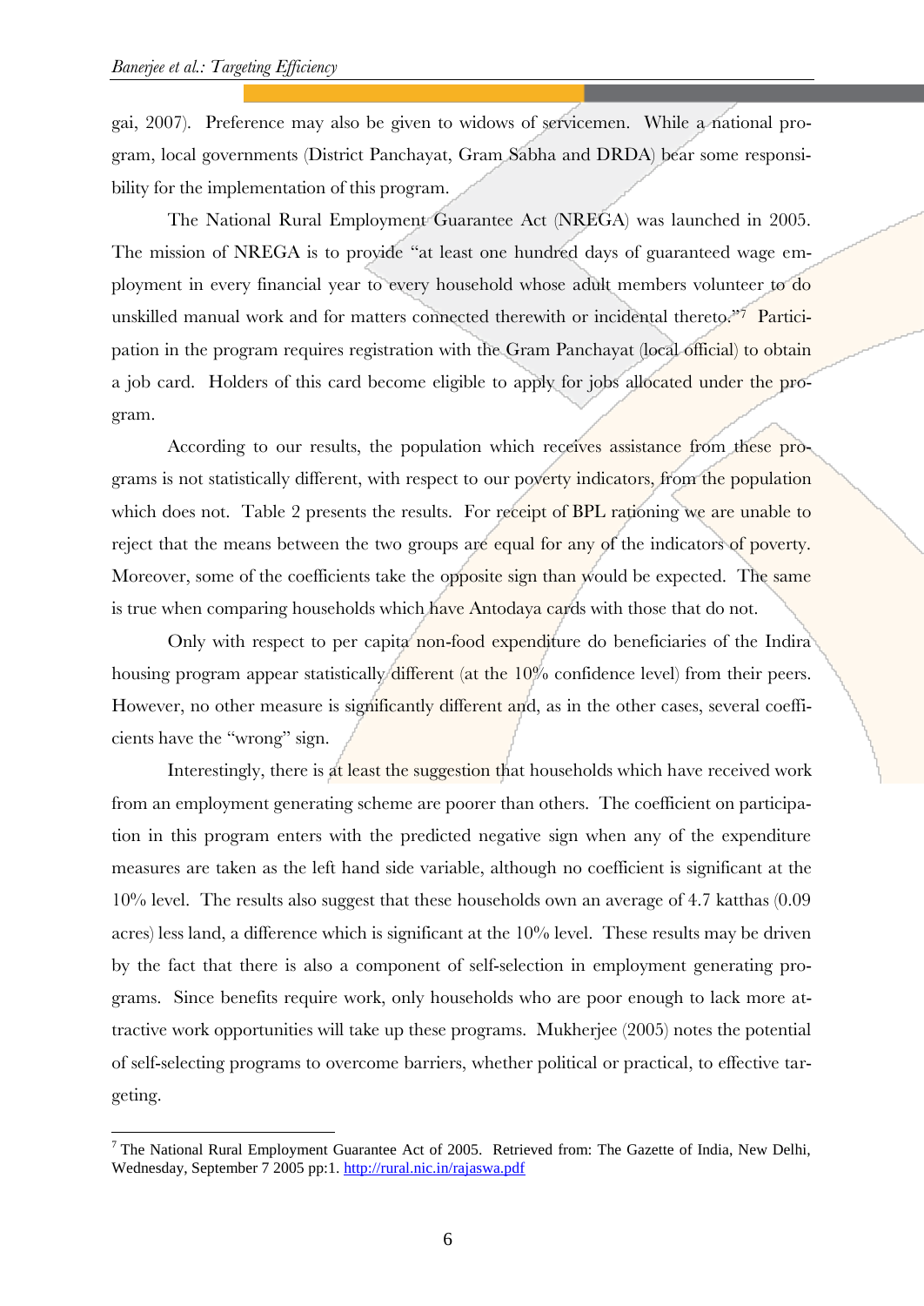gai, 2007). Preference may also be given to widows of servicemen. While a national program, local governments (District Panchayat, Gram Sabha and DRDA) bear some responsibility for the implementation of this program.

The National Rural Employment Guarantee Act (NREGA) was launched in 2005. The mission of NREGA is to provide "at least one hundred days of guaranteed wage employment in every financial year to every household whose adult members volunteer to do unskilled manual work and for matters connected therewith or incidental thereto."[7] Participation in the program requires registration with the Gram Panchayat (local official) to obtain a job card. Holders of this card become eligible to apply for jobs allocated under the program.

According to our results, the population which receives assistance from these programs is not statistically different, with respect to our poverty indicators, from the population which does not. Table 2 presents the results. For receipt of BPL rationing we are unable to reject that the means between the two groups are equal for any of the indicators of poverty. Moreover, some of the coefficients take the opposite sign than would be expected. The same is true when comparing households which have Antodaya cards with those that do not.

Only with respect to per capita non-food expenditure do beneficiaries of the Indira housing program appear statistically different (at the 10% confidence level) from their peers. However, no other measure is significantly different and, as in the other cases, several coefficients have the "wrong" sign.

Interestingly, there is at least the suggestion that households which have received work from an employment generating scheme are poorer than others. The coefficient on participation in this program enters with the predicted negative sign when any of the expenditure measures are taken as the left hand side variable, although no coefficient is significant at the 10% level. The results also suggest that these households own an average of 4.7 katthas (0.09 acres) less land, a difference which is significant at the 10% level. These results may be driven by the fact that there is also a component of self-selection in employment generating programs. Since benefits require work, only households who are poor enough to lack more attractive work opportunities will take up these programs. Mukherjee (2005) notes the potential of self-selecting programs to overcome barriers, whether political or practical, to effective targeting.

---

[7] The National Rural Employment Guarantee Act of 2005. Retrieved from: The Gazette of India, New Delhi, Wednesday, September 7 2005 pp:1. http://rural.nic.in/rajaswa.pdf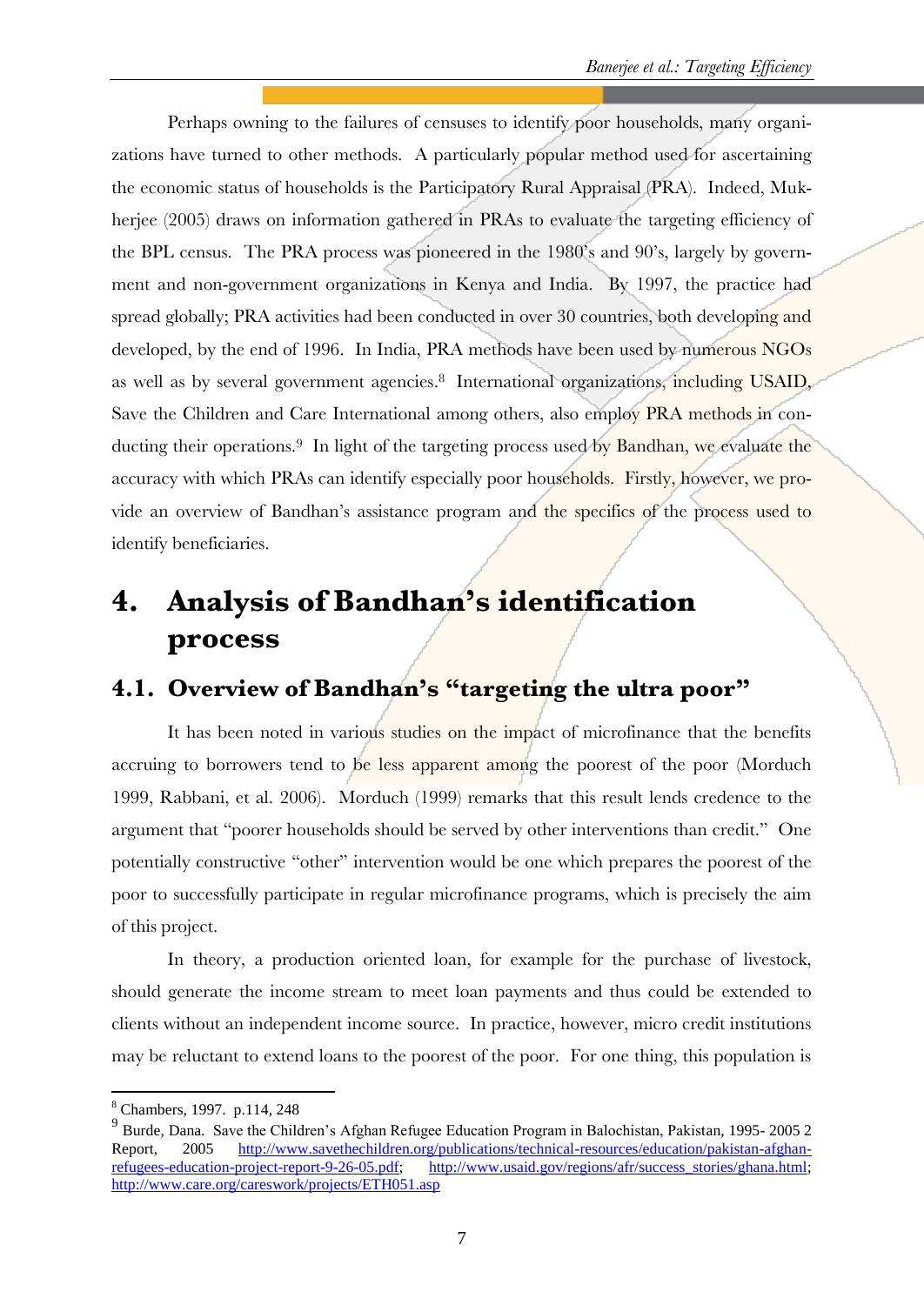Perhaps owning to the failures of censuses to identify poor households, many organizations have turned to other methods. A particularly popular method used for ascertaining the economic status of households is the Participatory Rural Appraisal (PRA). Indeed, Mukherjee (2005) draws on information gathered in PRAs to evaluate the targeting efficiency of the BPL census. The PRA process was pioneered in the 1980's and 90's, largely by government and non-government organizations in Kenya and India. By 1997, the practice had spread globally; PRA activities had been conducted in over 30 countries, both developing and developed, by the end of 1996. In India, PRA methods have been used by numerous NGOs as well as by several government agencies.[8] International organizations, including USAID, Save the Children and Care International among others, also employ PRA methods in conducting their operations.[9] In light of the targeting process used by Bandhan, we evaluate the accuracy with which PRAs can identify especially poor households. Firstly, however, we provide an overview of Bandhan's assistance program and the specifics of the process used to identify beneficiaries.

# 4. Analysis of Bandhan's identification process

## 4.1. Overview of Bandhan's "targeting the ultra poor"

It has been noted in various studies on the impact of microfinance that the benefits accruing to borrowers tend to be less apparent among the poorest of the poor (Morduch 1999, Rabbani, et al. 2006). Morduch (1999) remarks that this result lends credence to the argument that "poorer households should be served by other interventions than credit." One potentially constructive "other" intervention would be one which prepares the poorest of the poor to successfully participate in regular microfinance programs, which is precisely the aim of this project.

In theory, a production oriented loan, for example for the purchase of livestock, should generate the income stream to meet loan payments and thus could be extended to clients without an independent income source. In practice, however, micro credit institutions may be reluctant to extend loans to the poorest of the poor. For one thing, this population is

---

[8] Chambers, 1997. p.114, 248

[9] Burde, Dana. Save the Children's Afghan Refugee Education Program in Balochistan, Pakistan, 1995- 2005 2 Report, 2005 http://www.savethechildren.org/publications/technical-resources/education/pakistan-afghan-refugees-education-project-report-9-26-05.pdf; http://www.usaid.gov/regions/afr/success_stories/ghana.html; http://www.care.org/careswork/projects/ETH051.asp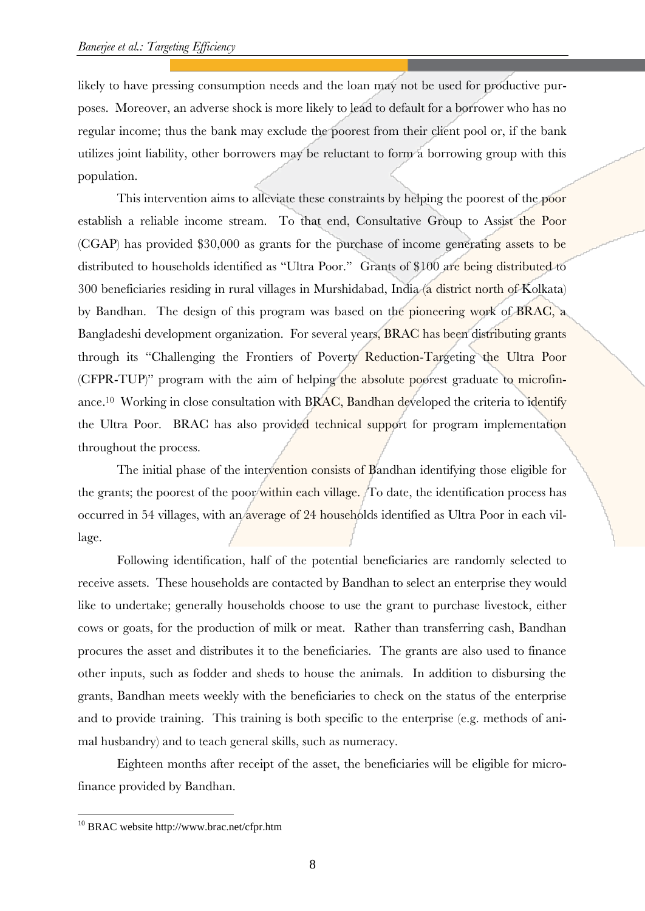likely to have pressing consumption needs and the loan may not be used for productive purposes. Moreover, an adverse shock is more likely to lead to default for a borrower who has no regular income; thus the bank may exclude the poorest from their client pool or, if the bank utilizes joint liability, other borrowers may be reluctant to form a borrowing group with this population.

This intervention aims to alleviate these constraints by helping the poorest of the poor establish a reliable income stream. To that end, Consultative Group to Assist the Poor (CGAP) has provided $30,000 as grants for the purchase of income generating assets to be distributed to households identified as "Ultra Poor." Grants of $100 are being distributed to 300 beneficiaries residing in rural villages in Murshidabad, India (a district north of Kolkata) by Bandhan. The design of this program was based on the pioneering work of BRAC, a Bangladeshi development organization. For several years, BRAC has been distributing grants through its "Challenging the Frontiers of Poverty Reduction-Targeting the Ultra Poor (CFPR-TUP)" program with the aim of helping the absolute poorest graduate to microfinance.[10] Working in close consultation with BRAC, Bandhan developed the criteria to identify the Ultra Poor. BRAC has also provided technical support for program implementation throughout the process.

The initial phase of the intervention consists of Bandhan identifying those eligible for the grants; the poorest of the poor within each village. To date, the identification process has occurred in 54 villages, with an average of 24 households identified as Ultra Poor in each village.

Following identification, half of the potential beneficiaries are randomly selected to receive assets. These households are contacted by Bandhan to select an enterprise they would like to undertake; generally households choose to use the grant to purchase livestock, either cows or goats, for the production of milk or meat. Rather than transferring cash, Bandhan procures the asset and distributes it to the beneficiaries. The grants are also used to finance other inputs, such as fodder and sheds to house the animals. In addition to disbursing the grants, Bandhan meets weekly with the beneficiaries to check on the status of the enterprise and to provide training. This training is both specific to the enterprise (e.g. methods of animal husbandry) and to teach general skills, such as numeracy.

Eighteen months after receipt of the asset, the beneficiaries will be eligible for microfinance provided by Bandhan.

---

[10] BRAC website http://www.brac.net/cfpr.htm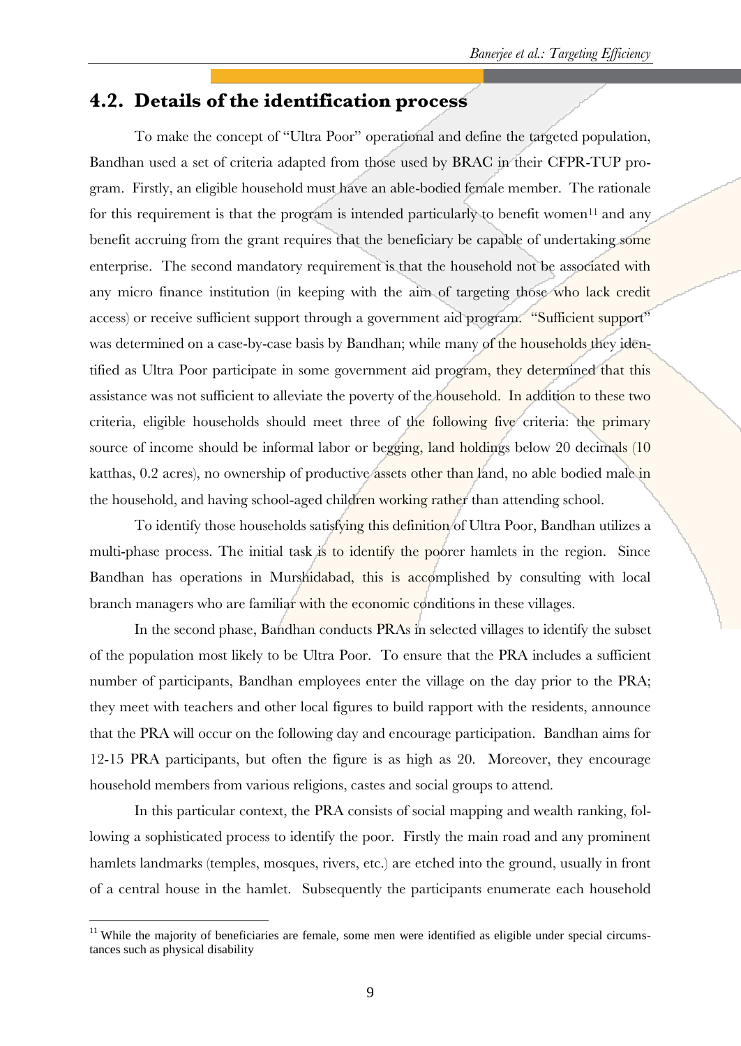## 4.2. Details of the identification process

To make the concept of "Ultra Poor" operational and define the targeted population, Bandhan used a set of criteria adapted from those used by BRAC in their CFPR-TUP program. Firstly, an eligible household must have an able-bodied female member. The rationale for this requirement is that the program is intended particularly to benefit women[11] and any benefit accruing from the grant requires that the beneficiary be capable of undertaking some enterprise. The second mandatory requirement is that the household not be associated with any micro finance institution (in keeping with the aim of targeting those who lack credit access) or receive sufficient support through a government aid program. "Sufficient support" was determined on a case-by-case basis by Bandhan; while many of the households they identified as Ultra Poor participate in some government aid program, they determined that this assistance was not sufficient to alleviate the poverty of the household. In addition to these two criteria, eligible households should meet three of the following five criteria: the primary source of income should be informal labor or begging, land holdings below 20 decimals (10 katthas, 0.2 acres), no ownership of productive assets other than land, no able bodied male in the household, and having school-aged children working rather than attending school.

To identify those households satisfying this definition of Ultra Poor, Bandhan utilizes a multi-phase process. The initial task is to identify the poorer hamlets in the region. Since Bandhan has operations in Murshidabad, this is accomplished by consulting with local branch managers who are familiar with the economic conditions in these villages.

In the second phase, Bandhan conducts PRAs in selected villages to identify the subset of the population most likely to be Ultra Poor. To ensure that the PRA includes a sufficient number of participants, Bandhan employees enter the village on the day prior to the PRA; they meet with teachers and other local figures to build rapport with the residents, announce that the PRA will occur on the following day and encourage participation. Bandhan aims for 12-15 PRA participants, but often the figure is as high as 20. Moreover, they encourage household members from various religions, castes and social groups to attend.

In this particular context, the PRA consists of social mapping and wealth ranking, following a sophisticated process to identify the poor. Firstly the main road and any prominent hamlets landmarks (temples, mosques, rivers, etc.) are etched into the ground, usually in front of a central house in the hamlet. Subsequently the participants enumerate each household

[11] While the majority of beneficiaries are female, some men were identified as eligible under special circumstances such as physical disability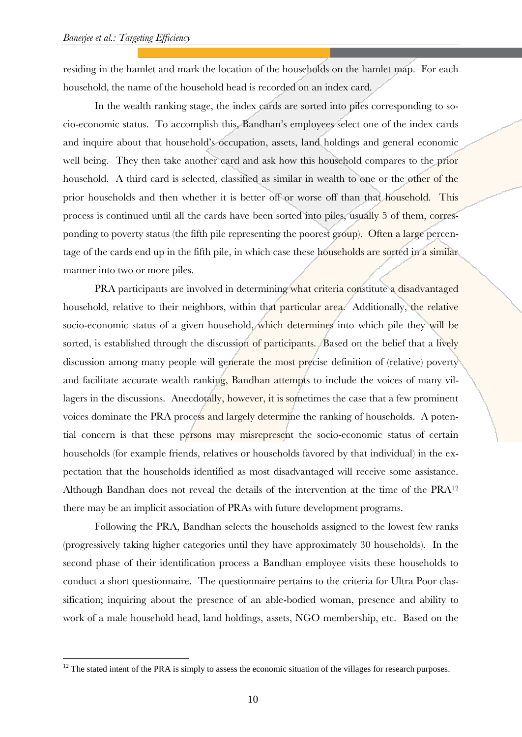residing in the hamlet and mark the location of the households on the hamlet map. For each household, the name of the household head is recorded on an index card.

In the wealth ranking stage, the index cards are sorted into piles corresponding to socio-economic status. To accomplish this, Bandhan's employees select one of the index cards and inquire about that household's occupation, assets, land holdings and general economic well being. They then take another card and ask how this household compares to the prior household. A third card is selected, classified as similar in wealth to one or the other of the prior households and then whether it is better off or worse off than that household. This process is continued until all the cards have been sorted into piles, usually 5 of them, corresponding to poverty status (the fifth pile representing the poorest group). Often a large percentage of the cards end up in the fifth pile, in which case these households are sorted in a similar manner into two or more piles.

PRA participants are involved in determining what criteria constitute a disadvantaged household, relative to their neighbors, within that particular area. Additionally, the relative socio-economic status of a given household, which determines into which pile they will be sorted, is established through the discussion of participants. Based on the belief that a lively discussion among many people will generate the most precise definition of (relative) poverty and facilitate accurate wealth ranking, Bandhan attempts to include the voices of many villagers in the discussions. Anecdotally, however, it is sometimes the case that a few prominent voices dominate the PRA process and largely determine the ranking of households. A potential concern is that these persons may misrepresent the socio-economic status of certain households (for example friends, relatives or households favored by that individual) in the expectation that the households identified as most disadvantaged will receive some assistance. Although Bandhan does not reveal the details of the intervention at the time of the PRA[12] there may be an implicit association of PRAs with future development programs.

Following the PRA, Bandhan selects the households assigned to the lowest few ranks (progressively taking higher categories until they have approximately 30 households). In the second phase of their identification process a Bandhan employee visits these households to conduct a short questionnaire. The questionnaire pertains to the criteria for Ultra Poor classification; inquiring about the presence of an able-bodied woman, presence and ability to work of a male household head, land holdings, assets, NGO membership, etc. Based on the

[12] The stated intent of the PRA is simply to assess the economic situation of the villages for research purposes.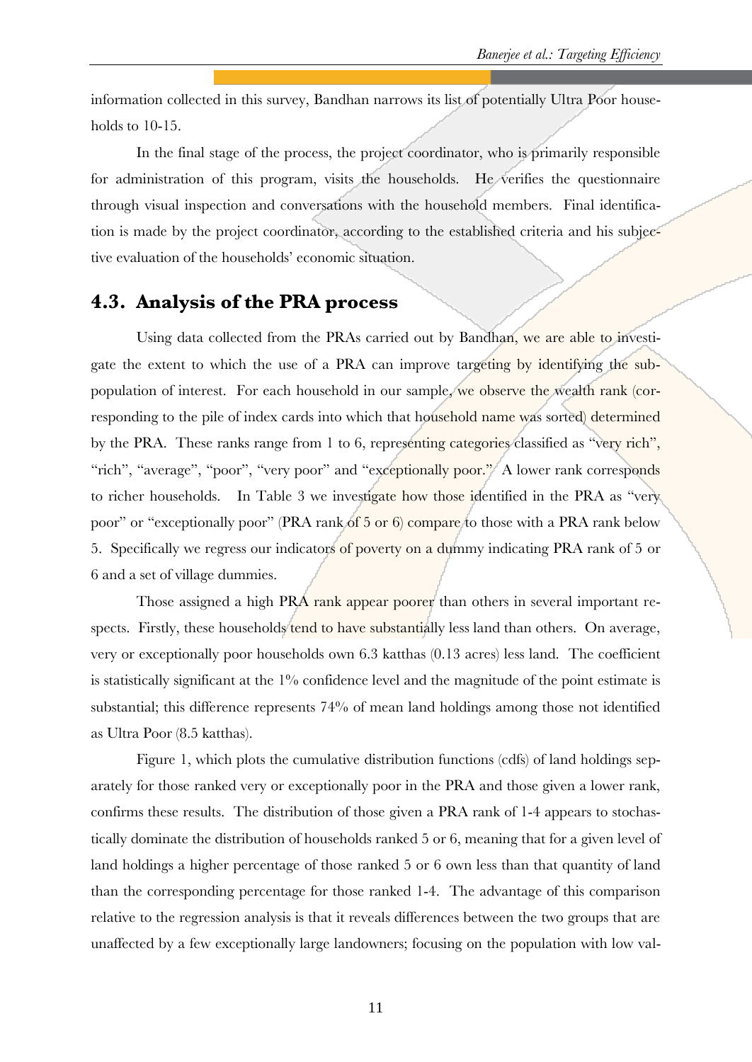information collected in this survey, Bandhan narrows its list of potentially Ultra Poor households to 10-15.

In the final stage of the process, the project coordinator, who is primarily responsible for administration of this program, visits the households. He verifies the questionnaire through visual inspection and conversations with the household members. Final identification is made by the project coordinator, according to the established criteria and his subjective evaluation of the households' economic situation.

## 4.3. Analysis of the PRA process

Using data collected from the PRAs carried out by Bandhan, we are able to investigate the extent to which the use of a PRA can improve targeting by identifying the subpopulation of interest. For each household in our sample, we observe the wealth rank (corresponding to the pile of index cards into which that household name was sorted) determined by the PRA. These ranks range from 1 to 6, representing categories classified as "very rich", "rich", "average", "poor", "very poor" and "exceptionally poor." A lower rank corresponds to richer households. In Table 3 we investigate how those identified in the PRA as "very poor" or "exceptionally poor" (PRA rank of 5 or 6) compare to those with a PRA rank below 5. Specifically we regress our indicators of poverty on a dummy indicating PRA rank of 5 or 6 and a set of village dummies.

Those assigned a high PRA rank appear poorer than others in several important respects. Firstly, these households tend to have substantially less land than others. On average, very or exceptionally poor households own 6.3 katthas (0.13 acres) less land. The coefficient is statistically significant at the 1% confidence level and the magnitude of the point estimate is substantial; this difference represents 74% of mean land holdings among those not identified as Ultra Poor (8.5 katthas).

Figure 1, which plots the cumulative distribution functions (cdfs) of land holdings separately for those ranked very or exceptionally poor in the PRA and those given a lower rank, confirms these results. The distribution of those given a PRA rank of 1-4 appears to stochastically dominate the distribution of households ranked 5 or 6, meaning that for a given level of land holdings a higher percentage of those ranked 5 or 6 own less than that quantity of land than the corresponding percentage for those ranked 1-4. The advantage of this comparison relative to the regression analysis is that it reveals differences between the two groups that are unaffected by a few exceptionally large landowners; focusing on the population with low val-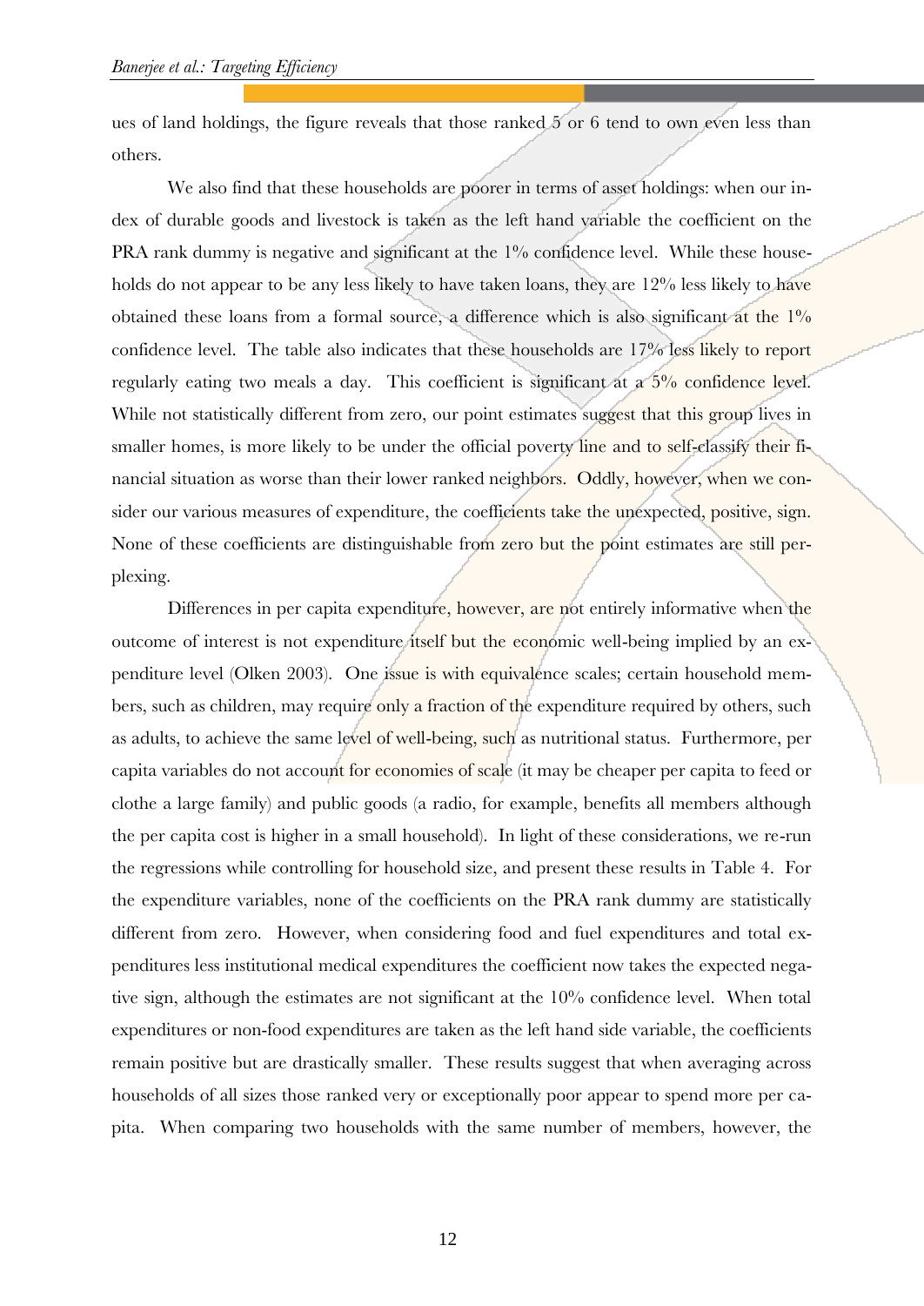ues of land holdings, the figure reveals that those ranked 5 or 6 tend to own even less than others.

We also find that these households are poorer in terms of asset holdings: when our index of durable goods and livestock is taken as the left hand variable the coefficient on the PRA rank dummy is negative and significant at the 1% confidence level. While these households do not appear to be any less likely to have taken loans, they are 12% less likely to have obtained these loans from a formal source, a difference which is also significant at the 1% confidence level. The table also indicates that these households are 17% less likely to report regularly eating two meals a day. This coefficient is significant at a 5% confidence level. While not statistically different from zero, our point estimates suggest that this group lives in smaller homes, is more likely to be under the official poverty line and to self-classify their financial situation as worse than their lower ranked neighbors. Oddly, however, when we consider our various measures of expenditure, the coefficients take the unexpected, positive, sign. None of these coefficients are distinguishable from zero but the point estimates are still perplexing.

Differences in per capita expenditure, however, are not entirely informative when the outcome of interest is not expenditure itself but the economic well-being implied by an expenditure level (Olken 2003). One issue is with equivalence scales; certain household members, such as children, may require only a fraction of the expenditure required by others, such as adults, to achieve the same level of well-being, such as nutritional status. Furthermore, per capita variables do not account for economies of scale (it may be cheaper per capita to feed or clothe a large family) and public goods (a radio, for example, benefits all members although the per capita cost is higher in a small household). In light of these considerations, we re-run the regressions while controlling for household size, and present these results in Table 4. For the expenditure variables, none of the coefficients on the PRA rank dummy are statistically different from zero. However, when considering food and fuel expenditures and total expenditures less institutional medical expenditures the coefficient now takes the expected negative sign, although the estimates are not significant at the 10% confidence level. When total expenditures or non-food expenditures are taken as the left hand side variable, the coefficients remain positive but are drastically smaller. These results suggest that when averaging across households of all sizes those ranked very or exceptionally poor appear to spend more per capita. When comparing two households with the same number of members, however, the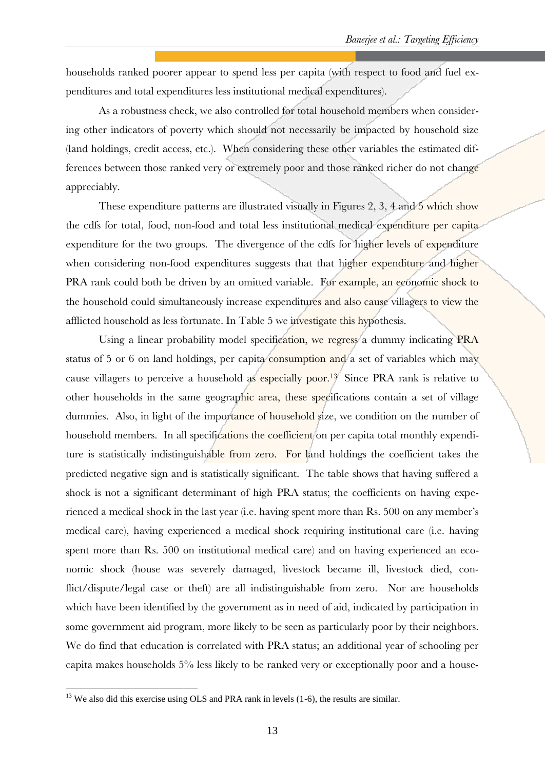households ranked poorer appear to spend less per capita (with respect to food and fuel expenditures and total expenditures less institutional medical expenditures).

As a robustness check, we also controlled for total household members when considering other indicators of poverty which should not necessarily be impacted by household size (land holdings, credit access, etc.). When considering these other variables the estimated differences between those ranked very or extremely poor and those ranked richer do not change appreciably.

These expenditure patterns are illustrated visually in Figures 2, 3, 4 and 5 which show the cdfs for total, food, non-food and total less institutional medical expenditure per capita expenditure for the two groups. The divergence of the cdfs for higher levels of expenditure when considering non-food expenditures suggests that that higher expenditure and higher PRA rank could both be driven by an omitted variable. For example, an economic shock to the household could simultaneously increase expenditures and also cause villagers to view the afflicted household as less fortunate. In Table 5 we investigate this hypothesis.

Using a linear probability model specification, we regress a dummy indicating PRA status of 5 or 6 on land holdings, per capita consumption and a set of variables which may cause villagers to perceive a household as especially poor.[13] Since PRA rank is relative to other households in the same geographic area, these specifications contain a set of village dummies. Also, in light of the importance of household size, we condition on the number of household members. In all specifications the coefficient on per capita total monthly expenditure is statistically indistinguishable from zero. For land holdings the coefficient takes the predicted negative sign and is statistically significant. The table shows that having suffered a shock is not a significant determinant of high PRA status; the coefficients on having experienced a medical shock in the last year (i.e. having spent more than Rs. 500 on any member's medical care), having experienced a medical shock requiring institutional care (i.e. having spent more than Rs. 500 on institutional medical care) and on having experienced an economic shock (house was severely damaged, livestock became ill, livestock died, conflict/dispute/legal case or theft) are all indistinguishable from zero. Nor are households which have been identified by the government as in need of aid, indicated by participation in some government aid program, more likely to be seen as particularly poor by their neighbors. We do find that education is correlated with PRA status; an additional year of schooling per capita makes households 5% less likely to be ranked very or exceptionally poor and a house-

[13] We also did this exercise using OLS and PRA rank in levels (1-6), the results are similar.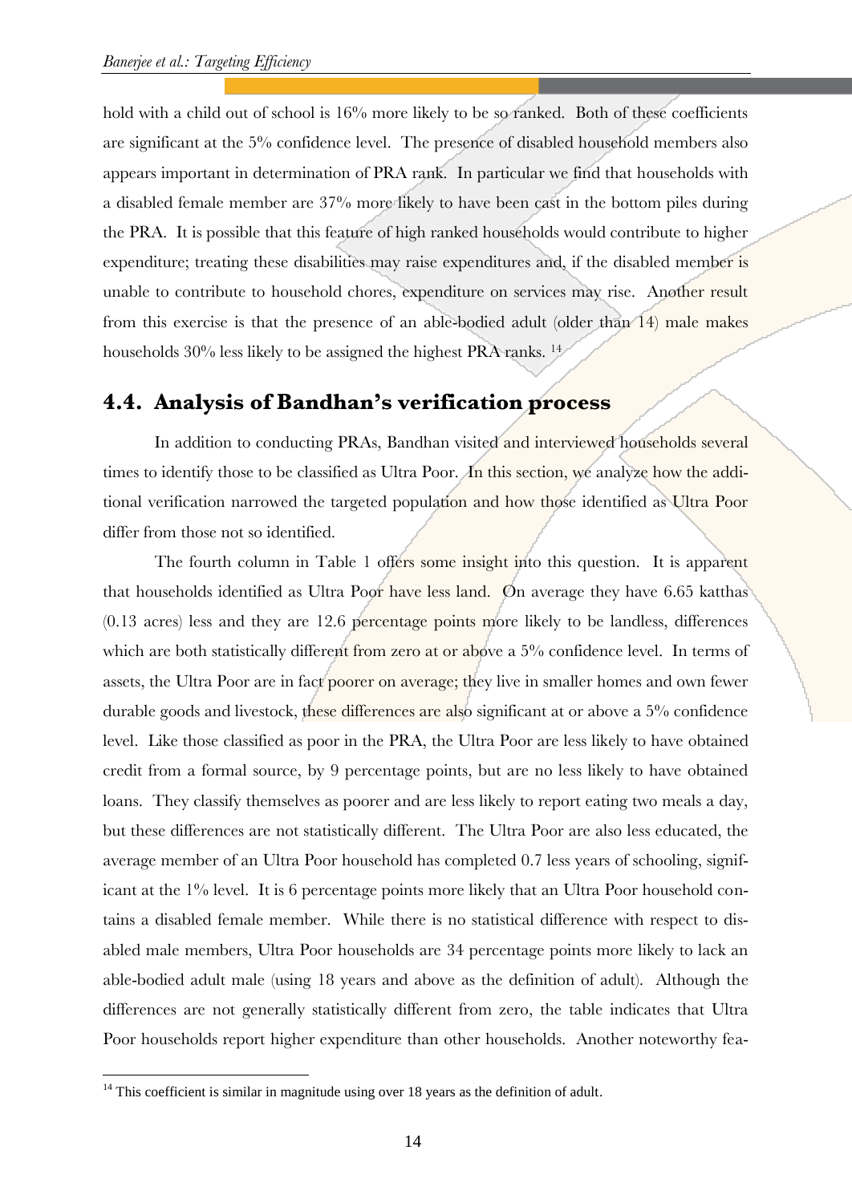hold with a child out of school is 16% more likely to be so ranked. Both of these coefficients are significant at the 5% confidence level. The presence of disabled household members also appears important in determination of PRA rank. In particular we find that households with a disabled female member are 37% more likely to have been cast in the bottom piles during the PRA. It is possible that this feature of high ranked households would contribute to higher expenditure; treating these disabilities may raise expenditures and, if the disabled member is unable to contribute to household chores, expenditure on services may rise. Another result from this exercise is that the presence of an able-bodied adult (older than 14) male makes households 30% less likely to be assigned the highest PRA ranks. [14]

## 4.4. Analysis of Bandhan's verification process

In addition to conducting PRAs, Bandhan visited and interviewed households several times to identify those to be classified as Ultra Poor. In this section, we analyze how the additional verification narrowed the targeted population and how those identified as Ultra Poor differ from those not so identified.

The fourth column in Table 1 offers some insight into this question. It is apparent that households identified as Ultra Poor have less land. On average they have 6.65 katthas (0.13 acres) less and they are 12.6 percentage points more likely to be landless, differences which are both statistically different from zero at or above a 5% confidence level. In terms of assets, the Ultra Poor are in fact poorer on average; they live in smaller homes and own fewer durable goods and livestock, these differences are also significant at or above a 5% confidence level. Like those classified as poor in the PRA, the Ultra Poor are less likely to have obtained credit from a formal source, by 9 percentage points, but are no less likely to have obtained loans. They classify themselves as poorer and are less likely to report eating two meals a day, but these differences are not statistically different. The Ultra Poor are also less educated, the average member of an Ultra Poor household has completed 0.7 less years of schooling, significant at the 1% level. It is 6 percentage points more likely that an Ultra Poor household contains a disabled female member. While there is no statistical difference with respect to disabled male members, Ultra Poor households are 34 percentage points more likely to lack an able-bodied adult male (using 18 years and above as the definition of adult). Although the differences are not generally statistically different from zero, the table indicates that Ultra Poor households report higher expenditure than other households. Another noteworthy fea-

[14] This coefficient is similar in magnitude using over 18 years as the definition of adult.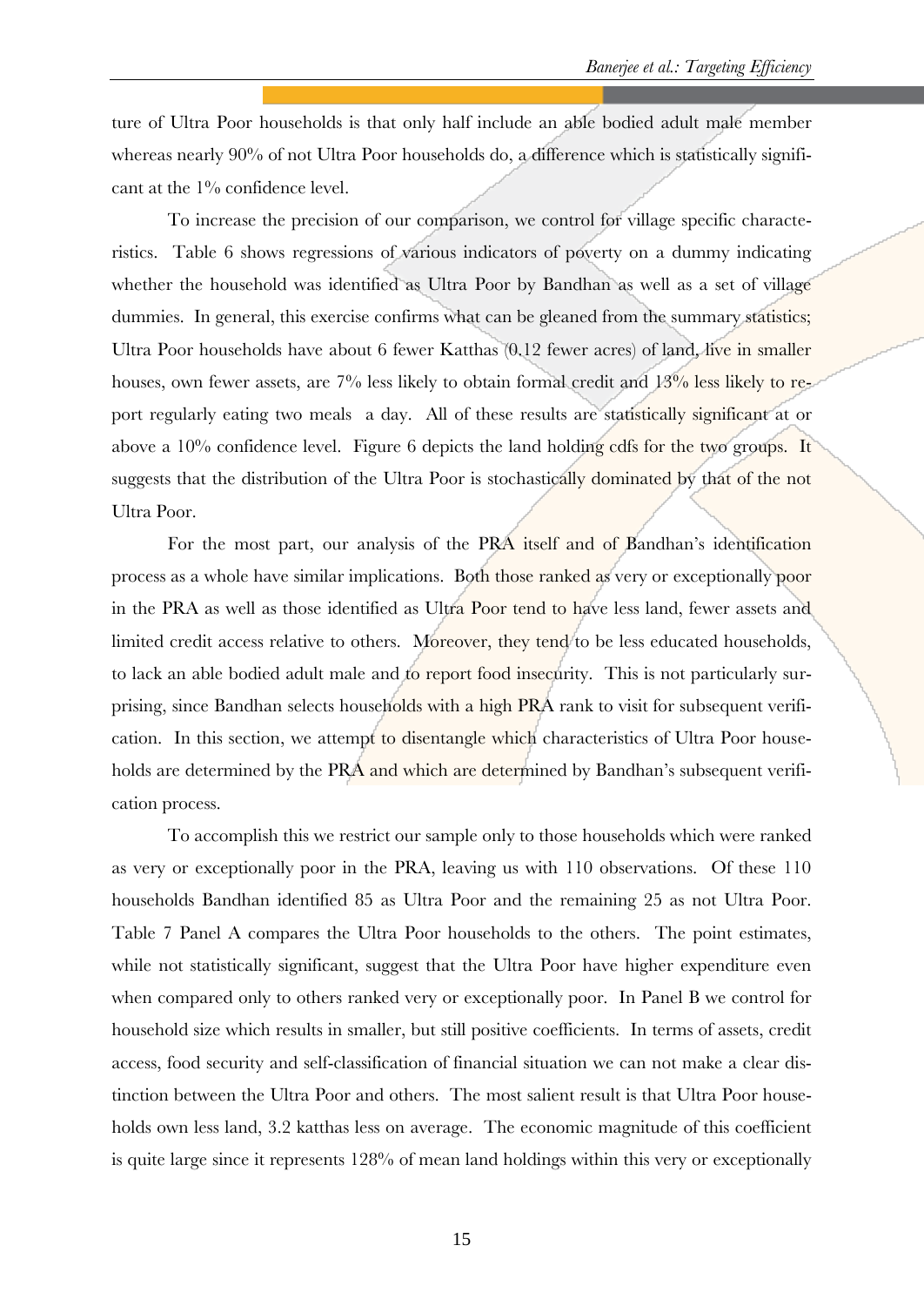ture of Ultra Poor households is that only half include an able bodied adult male member whereas nearly 90% of not Ultra Poor households do, a difference which is statistically significant at the 1% confidence level.

To increase the precision of our comparison, we control for village specific characteristics. Table 6 shows regressions of various indicators of poverty on a dummy indicating whether the household was identified as Ultra Poor by Bandhan as well as a set of village dummies. In general, this exercise confirms what can be gleaned from the summary statistics; Ultra Poor households have about 6 fewer Katthas (0.12 fewer acres) of land, live in smaller houses, own fewer assets, are 7% less likely to obtain formal credit and 13% less likely to report regularly eating two meals a day. All of these results are statistically significant at or above a 10% confidence level. Figure 6 depicts the land holding cdfs for the two groups. It suggests that the distribution of the Ultra Poor is stochastically dominated by that of the not Ultra Poor.

For the most part, our analysis of the PRA itself and of Bandhan's identification process as a whole have similar implications. Both those ranked as very or exceptionally poor in the PRA as well as those identified as Ultra Poor tend to have less land, fewer assets and limited credit access relative to others. Moreover, they tend to be less educated households, to lack an able bodied adult male and to report food insecurity. This is not particularly surprising, since Bandhan selects households with a high PRA rank to visit for subsequent verification. In this section, we attempt to disentangle which characteristics of Ultra Poor households are determined by the PRA and which are determined by Bandhan's subsequent verification process.

To accomplish this we restrict our sample only to those households which were ranked as very or exceptionally poor in the PRA, leaving us with 110 observations. Of these 110 households Bandhan identified 85 as Ultra Poor and the remaining 25 as not Ultra Poor. Table 7 Panel A compares the Ultra Poor households to the others. The point estimates, while not statistically significant, suggest that the Ultra Poor have higher expenditure even when compared only to others ranked very or exceptionally poor. In Panel B we control for household size which results in smaller, but still positive coefficients. In terms of assets, credit access, food security and self-classification of financial situation we can not make a clear distinction between the Ultra Poor and others. The most salient result is that Ultra Poor households own less land, 3.2 katthas less on average. The economic magnitude of this coefficient is quite large since it represents 128% of mean land holdings within this very or exceptionally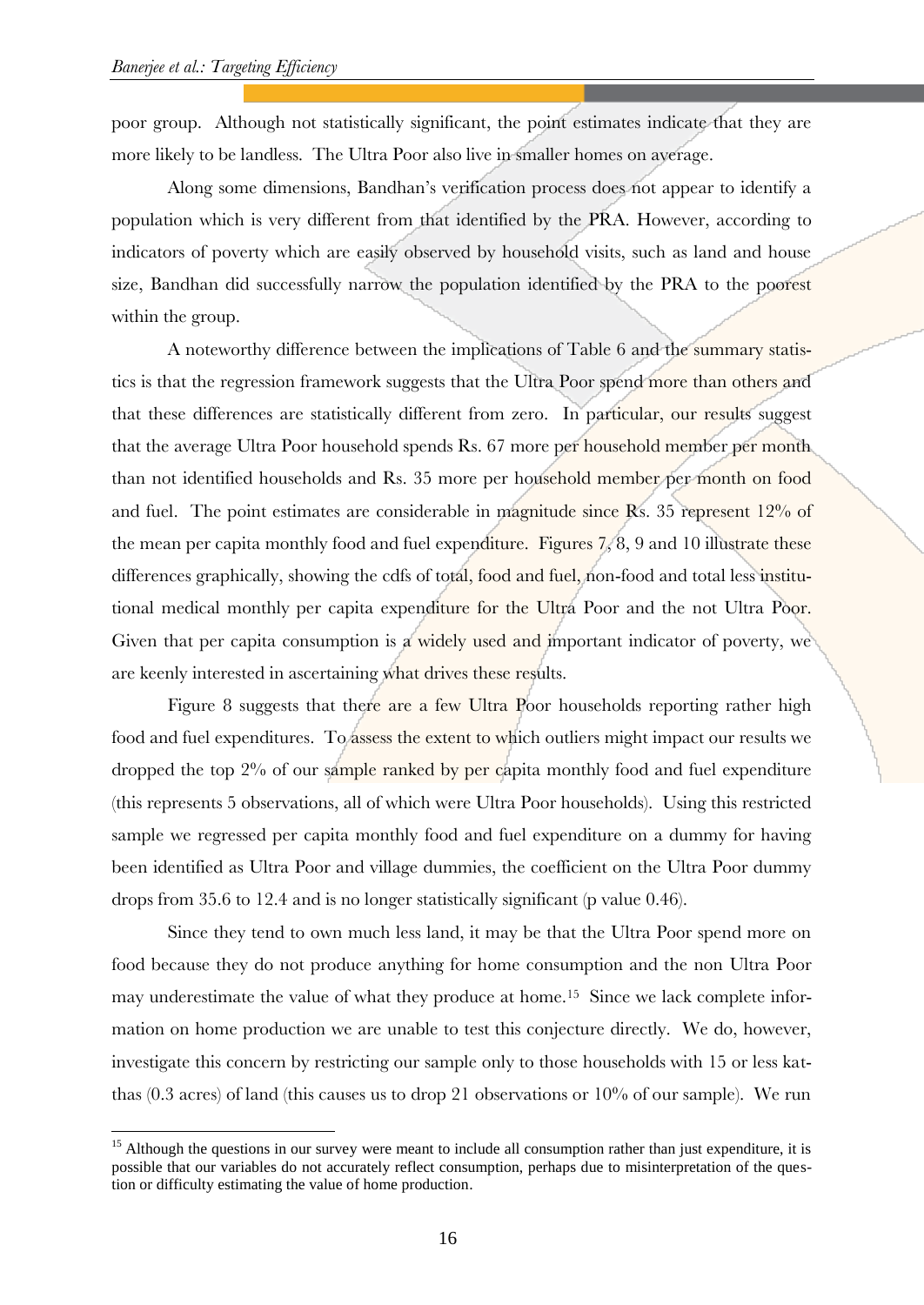poor group. Although not statistically significant, the point estimates indicate that they are more likely to be landless. The Ultra Poor also live in smaller homes on average.

Along some dimensions, Bandhan's verification process does not appear to identify a population which is very different from that identified by the PRA. However, according to indicators of poverty which are easily observed by household visits, such as land and house size, Bandhan did successfully narrow the population identified by the PRA to the poorest within the group.

A noteworthy difference between the implications of Table 6 and the summary statistics is that the regression framework suggests that the Ultra Poor spend more than others and that these differences are statistically different from zero. In particular, our results suggest that the average Ultra Poor household spends Rs. 67 more per household member per month than not identified households and Rs. 35 more per household member per month on food and fuel. The point estimates are considerable in magnitude since Rs. 35 represent 12% of the mean per capita monthly food and fuel expenditure. Figures 7, 8, 9 and 10 illustrate these differences graphically, showing the cdfs of total, food and fuel, non-food and total less institutional medical monthly per capita expenditure for the Ultra Poor and the not Ultra Poor. Given that per capita consumption is a widely used and important indicator of poverty, we are keenly interested in ascertaining what drives these results.

Figure 8 suggests that there are a few Ultra Poor households reporting rather high food and fuel expenditures. To assess the extent to which outliers might impact our results we dropped the top 2% of our sample ranked by per capita monthly food and fuel expenditure (this represents 5 observations, all of which were Ultra Poor households). Using this restricted sample we regressed per capita monthly food and fuel expenditure on a dummy for having been identified as Ultra Poor and village dummies, the coefficient on the Ultra Poor dummy drops from 35.6 to 12.4 and is no longer statistically significant (p value 0.46).

Since they tend to own much less land, it may be that the Ultra Poor spend more on food because they do not produce anything for home consumption and the non Ultra Poor may underestimate the value of what they produce at home.[15] Since we lack complete information on home production we are unable to test this conjecture directly. We do, however, investigate this concern by restricting our sample only to those households with 15 or less katthas (0.3 acres) of land (this causes us to drop 21 observations or 10% of our sample). We run

---

[15] Although the questions in our survey were meant to include all consumption rather than just expenditure, it is possible that our variables do not accurately reflect consumption, perhaps due to misinterpretation of the question or difficulty estimating the value of home production.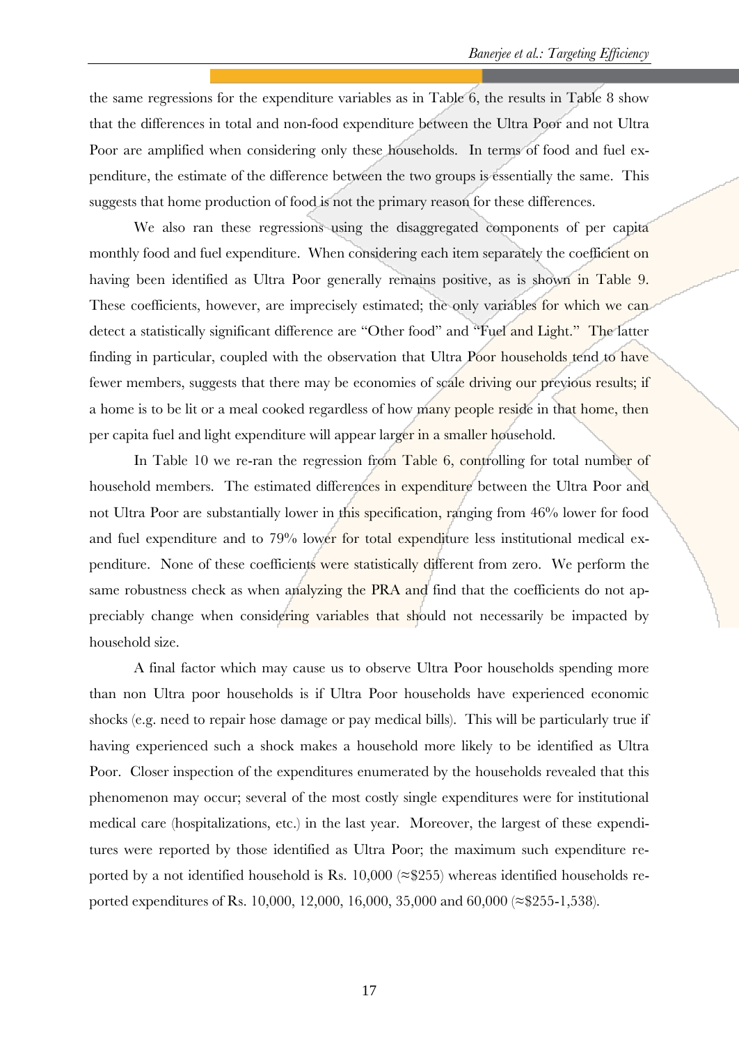the same regressions for the expenditure variables as in Table 6, the results in Table 8 show that the differences in total and non-food expenditure between the Ultra Poor and not Ultra Poor are amplified when considering only these households. In terms of food and fuel expenditure, the estimate of the difference between the two groups is essentially the same. This suggests that home production of food is not the primary reason for these differences.

We also ran these regressions using the disaggregated components of per capita monthly food and fuel expenditure. When considering each item separately the coefficient on having been identified as Ultra Poor generally remains positive, as is shown in Table 9. These coefficients, however, are imprecisely estimated; the only variables for which we can detect a statistically significant difference are "Other food" and "Fuel and Light." The latter finding in particular, coupled with the observation that Ultra Poor households tend to have fewer members, suggests that there may be economies of scale driving our previous results; if a home is to be lit or a meal cooked regardless of how many people reside in that home, then per capita fuel and light expenditure will appear larger in a smaller household.

In Table 10 we re-ran the regression from Table 6, controlling for total number of household members. The estimated differences in expenditure between the Ultra Poor and not Ultra Poor are substantially lower in this specification, ranging from 46% lower for food and fuel expenditure and to 79% lower for total expenditure less institutional medical expenditure. None of these coefficients were statistically different from zero. We perform the same robustness check as when analyzing the PRA and find that the coefficients do not appreciably change when considering variables that should not necessarily be impacted by household size.

A final factor which may cause us to observe Ultra Poor households spending more than non Ultra poor households is if Ultra Poor households have experienced economic shocks (e.g. need to repair hose damage or pay medical bills). This will be particularly true if having experienced such a shock makes a household more likely to be identified as Ultra Poor. Closer inspection of the expenditures enumerated by the households revealed that this phenomenon may occur; several of the most costly single expenditures were for institutional medical care (hospitalizations, etc.) in the last year. Moreover, the largest of these expenditures were reported by those identified as Ultra Poor; the maximum such expenditure reported by a not identified household is Rs. 10,000 (≈\$255) whereas identified households reported expenditures of Rs. 10,000, 12,000, 16,000, 35,000 and 60,000 (≈\$255-1,538).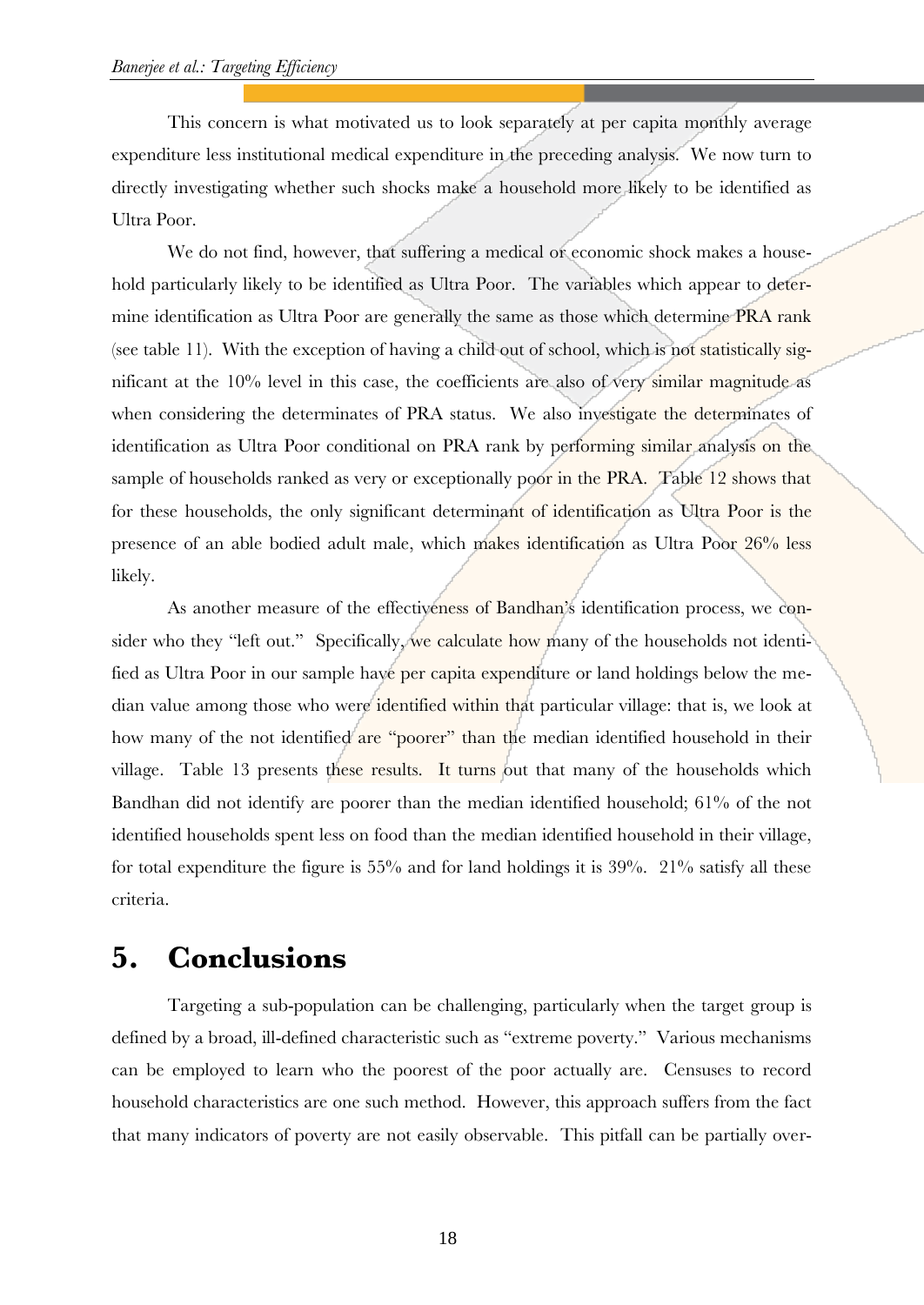This concern is what motivated us to look separately at per capita monthly average expenditure less institutional medical expenditure in the preceding analysis. We now turn to directly investigating whether such shocks make a household more likely to be identified as Ultra Poor.

We do not find, however, that suffering a medical or economic shock makes a household particularly likely to be identified as Ultra Poor. The variables which appear to determine identification as Ultra Poor are generally the same as those which determine PRA rank (see table 11). With the exception of having a child out of school, which is not statistically significant at the 10% level in this case, the coefficients are also of very similar magnitude as when considering the determinates of PRA status. We also investigate the determinates of identification as Ultra Poor conditional on PRA rank by performing similar analysis on the sample of households ranked as very or exceptionally poor in the PRA. Table 12 shows that for these households, the only significant determinant of identification as Ultra Poor is the presence of an able bodied adult male, which makes identification as Ultra Poor 26% less likely.

As another measure of the effectiveness of Bandhan's identification process, we consider who they "left out." Specifically, we calculate how many of the households not identified as Ultra Poor in our sample have per capita expenditure or land holdings below the median value among those who were identified within that particular village: that is, we look at how many of the not identified are "poorer" than the median identified household in their village. Table 13 presents these results. It turns out that many of the households which Bandhan did not identify are poorer than the median identified household; 61% of the not identified households spent less on food than the median identified household in their village, for total expenditure the figure is 55% and for land holdings it is 39%. 21% satisfy all these criteria.

# 5. Conclusions

Targeting a sub-population can be challenging, particularly when the target group is defined by a broad, ill-defined characteristic such as "extreme poverty." Various mechanisms can be employed to learn who the poorest of the poor actually are. Censuses to record household characteristics are one such method. However, this approach suffers from the fact that many indicators of poverty are not easily observable. This pitfall can be partially over-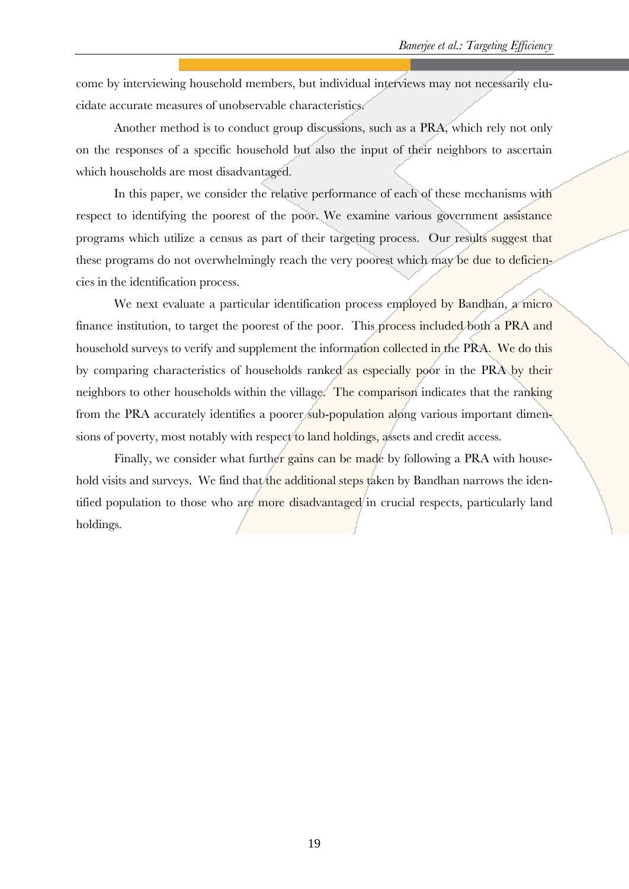come by interviewing household members, but individual interviews may not necessarily elucidate accurate measures of unobservable characteristics.

Another method is to conduct group discussions, such as a PRA, which rely not only on the responses of a specific household but also the input of their neighbors to ascertain which households are most disadvantaged.

In this paper, we consider the relative performance of each of these mechanisms with respect to identifying the poorest of the poor. We examine various government assistance programs which utilize a census as part of their targeting process. Our results suggest that these programs do not overwhelmingly reach the very poorest which may be due to deficiencies in the identification process.

We next evaluate a particular identification process employed by Bandhan, a micro finance institution, to target the poorest of the poor. This process included both a PRA and household surveys to verify and supplement the information collected in the PRA. We do this by comparing characteristics of households ranked as especially poor in the PRA by their neighbors to other households within the village. The comparison indicates that the ranking from the PRA accurately identifies a poorer sub-population along various important dimensions of poverty, most notably with respect to land holdings, assets and credit access.

Finally, we consider what further gains can be made by following a PRA with household visits and surveys. We find that the additional steps taken by Bandhan narrows the identified population to those who are more disadvantaged in crucial respects, particularly land holdings.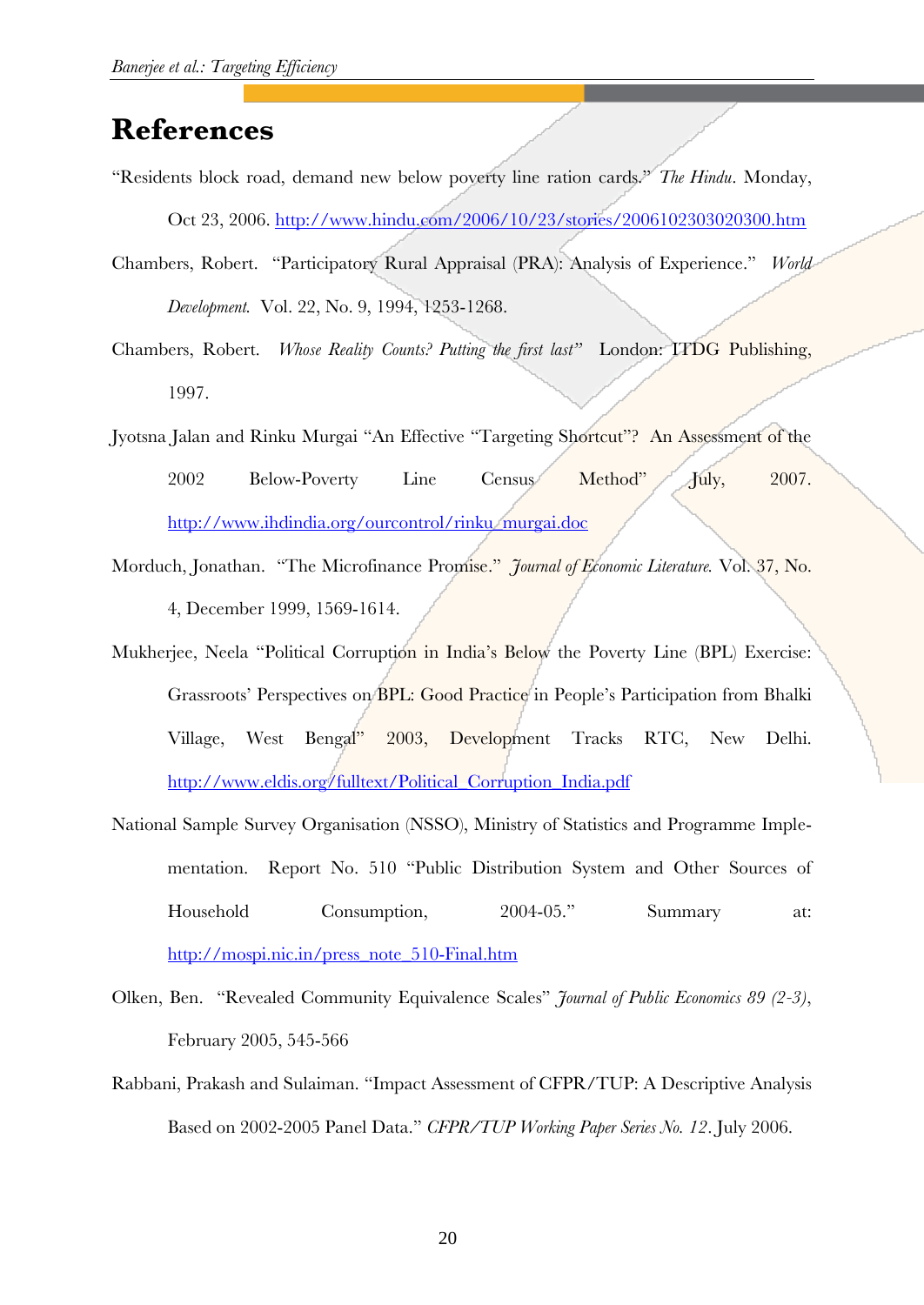# References

"Residents block road, demand new below poverty line ration cards." *The Hindu*. Monday, Oct 23, 2006. http://www.hindu.com/2006/10/23/stories/2006102303020300.htm

Chambers, Robert. "Participatory Rural Appraisal (PRA): Analysis of Experience." *World Development.* Vol. 22, No. 9, 1994, 1253-1268.

Chambers, Robert. *Whose Reality Counts? Putting the first last"* London: ITDG Publishing, 1997.

Jyotsna Jalan and Rinku Murgai "An Effective "Targeting Shortcut"? An Assessment of the 2002 Below-Poverty Line Census Method" July, 2007. http://www.ihdindia.org/ourcontrol/rinku_murgai.doc

Morduch, Jonathan. "The Microfinance Promise." *Journal of Economic Literature.* Vol. 37, No. 4, December 1999, 1569-1614.

Mukherjee, Neela "Political Corruption in India's Below the Poverty Line (BPL) Exercise: Grassroots' Perspectives on BPL: Good Practice in People's Participation from Bhalki Village, West Bengal" 2003, Development Tracks RTC, New Delhi. http://www.eldis.org/fulltext/Political_Corruption_India.pdf

National Sample Survey Organisation (NSSO), Ministry of Statistics and Programme Implementation. Report No. 510 "Public Distribution System and Other Sources of Household Consumption, 2004-05." Summary at: http://mospi.nic.in/press_note_510-Final.htm

Olken, Ben. "Revealed Community Equivalence Scales" *Journal of Public Economics 89 (2-3)*, February 2005, 545-566

Rabbani, Prakash and Sulaiman. "Impact Assessment of CFPR/TUP: A Descriptive Analysis Based on 2002-2005 Panel Data." *CFPR/TUP Working Paper Series No. 12*. July 2006.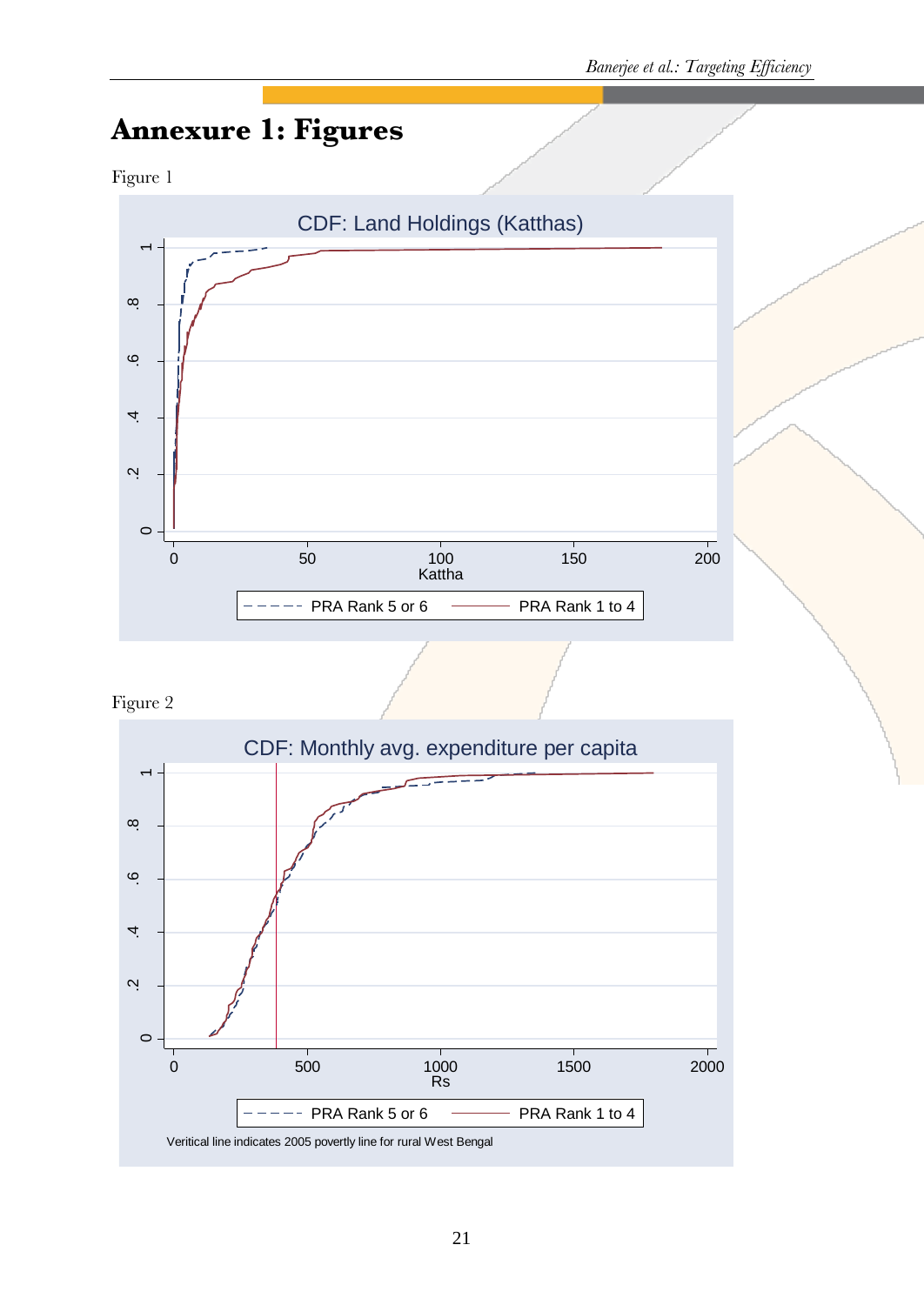# Annexure 1: Figures

Figure 1

Figure 2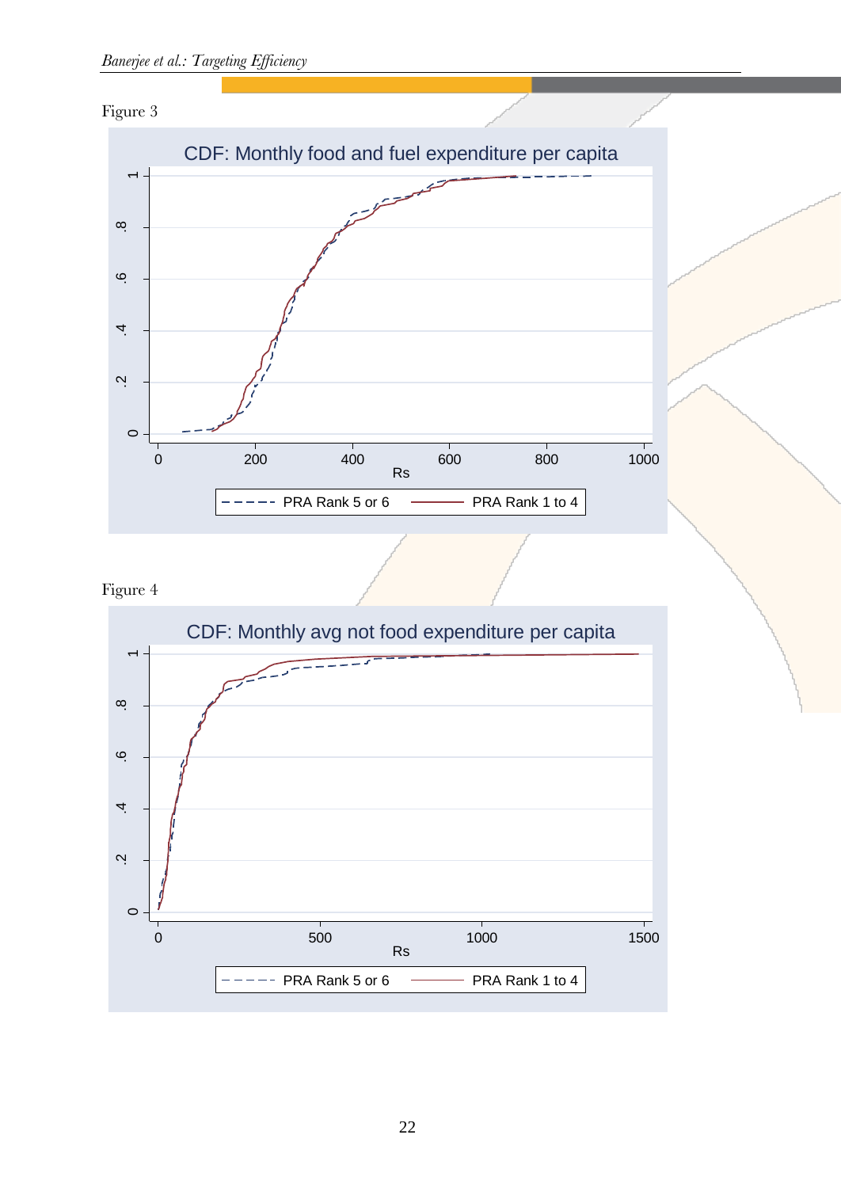Figure 3

CDF: Monthly food and fuel expenditure per capita

Figure 4

CDF: Monthly avg not food expenditure per capita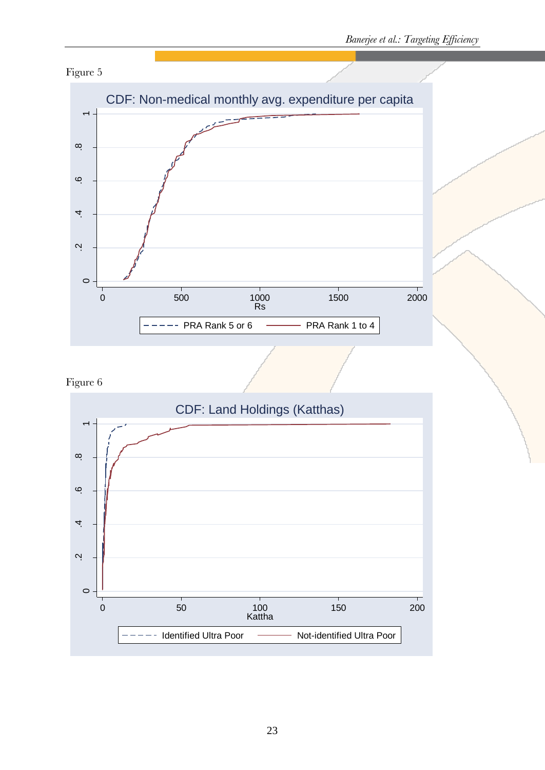Figure 5

CDF: Non-medical monthly avg. expenditure per capita

Figure 6

CDF: Land Holdings (Katthas)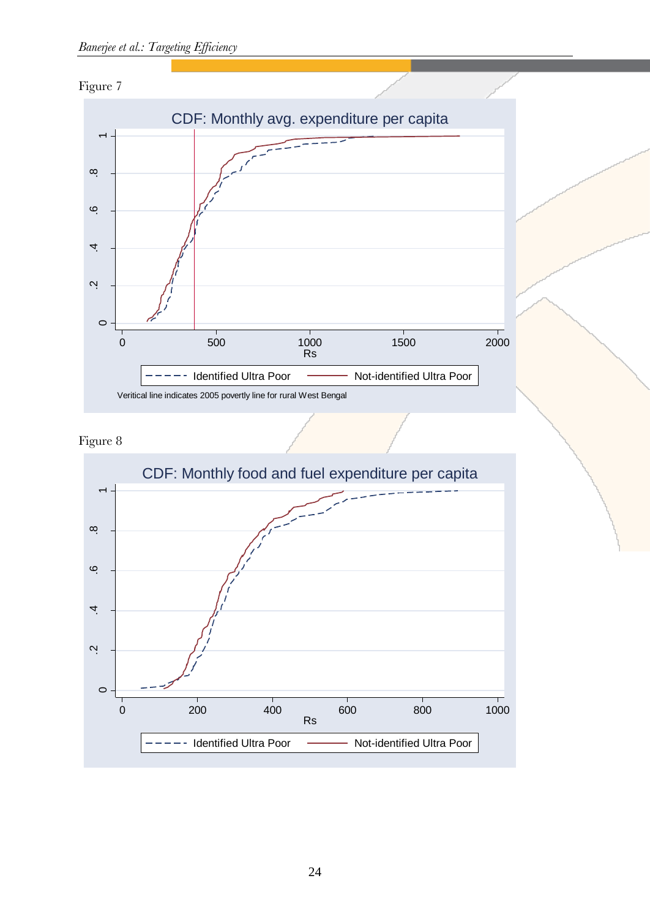Figure 7

CDF: Monthly avg. expenditure per capita

Veritical line indicates 2005 povertly line for rural West Bengal

Figure 8

CDF: Monthly food and fuel expenditure per capita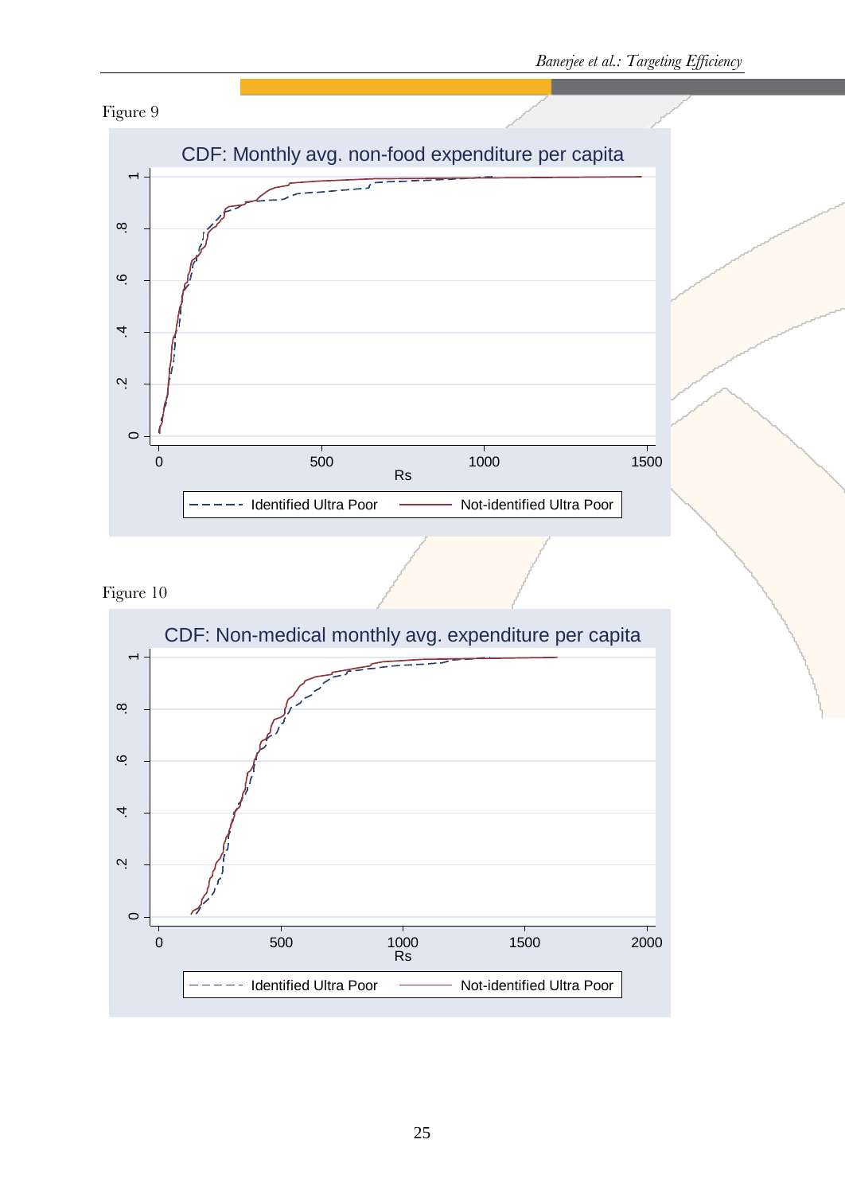Figure 9

CDF: Monthly avg. non-food expenditure per capita

Figure 10

CDF: Non-medical monthly avg. expenditure per capita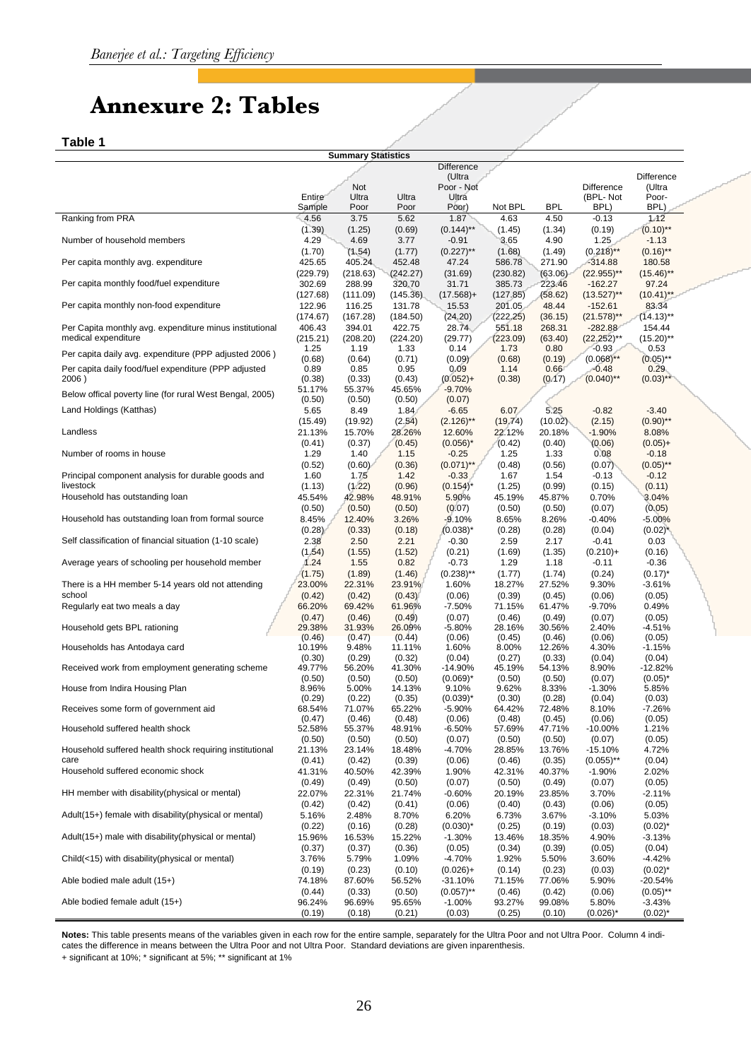# Annexure 2: Tables

**Table 1**

**Summary Statistics**

| | Entire Sample | Not Ultra Poor | Ultra Poor | Difference (Ultra Poor - Not Ultra Poor) | Not BPL | BPL | Difference (BPL- Not BPL) | Difference (Ultra Poor- BPL) |
|---|---|---|---|---|---|---|---|---|
| Ranking from PRA | 4.56 | 3.75 | 5.62 | 1.87 | 4.63 | 4.50 | -0.13 | 1.12 |
| | (1.39) | (1.25) | (0.69) | (0.144)** | (1.45) | (1.34) | (0.19) | (0.10)** |
| Number of household members | 4.29 | 4.69 | 3.77 | -0.91 | 3.65 | 4.90 | 1.25 | -1.13 |
| | (1.70) | (1.54) | (1.77) | (0.227)** | (1.68) | (1.49) | (0.218)** | (0.16)** |
| Per capita monthly avg. expenditure | 425.65 | 405.24 | 452.48 | 47.24 | 586.78 | 271.90 | -314.88 | 180.58 |
| | (229.79) | (218.63) | (242.27) | (31.69) | (230.82) | (63.06) | (22.955)** | (15.46)** |
| Per capita monthly food/fuel expenditure | 302.69 | 288.99 | 320.70 | 31.71 | 385.73 | 223.46 | -162.27 | 97.24 |
| | (127.68) | (111.09) | (145.36) | (17.568)+ | (127.85) | (58.62) | (13.527)** | (10.41)** |
| Per capita monthly non-food expenditure | 122.96 | 116.25 | 131.78 | 15.53 | 201.05 | 48.44 | -152.61 | 83.34 |
| | (174.67) | (167.28) | (184.50) | (24.20) | (222.25) | (36.15) | (21.578)** | (14.13)** |
| Per Capita monthly avg. expenditure minus institutional medical expenditure | 406.43 | 394.01 | 422.75 | 28.74 | 551.18 | 268.31 | -282.88 | 154.44 |
| | (215.21) | (208.20) | (224.20) | (29.77) | (223.09) | (63.40) | (22.252)** | (15.20)** |
| Per capita daily avg. expenditure (PPP adjusted 2006 ) | 1.25 | 1.19 | 1.33 | 0.14 | 1.73 | 0.80 | -0.93 | 0.53 |
| | (0.68) | (0.64) | (0.71) | (0.09) | (0.68) | (0.19) | (0.068)** | (0.05)** |
| Per capita daily food/fuel expenditure (PPP adjusted 2006 ) | 0.89 | 0.85 | 0.95 | 0.09 | 1.14 | 0.66 | -0.48 | 0.29 |
| | (0.38) | (0.33) | (0.43) | (0.052)+ | (0.38) | (0.17) | (0.040)** | (0.03)** |
| Below offical poverty line (for rural West Bengal, 2005) | 51.17% | 55.37% | 45.65% | -9.70% | | | | |
| | (0.50) | (0.50) | (0.50) | (0.07) | | | | |
| Land Holdings (Katthas) | 5.65 | 8.49 | 1.84 | -6.65 | 6.07 | 5.25 | -0.82 | -3.40 |
| | (15.49) | (19.92) | (2.54) | (2.126)** | (19.74) | (10.02) | (2.15) | (0.90)** |
| Landless | 21.13% | 15.70% | 28.26% | 12.60% | 22.12% | 20.18% | -1.90% | 8.08% |
| | (0.41) | (0.37) | (0.45) | (0.056)* | (0.42) | (0.40) | (0.06) | (0.05)+ |
| Number of rooms in house | 1.29 | 1.40 | 1.15 | -0.25 | 1.25 | 1.33 | 0.08 | -0.18 |
| | (0.52) | (0.60) | (0.36) | (0.071)** | (0.48) | (0.56) | (0.07) | (0.05)** |
| Principal component analysis for durable goods and livestock | 1.60 | 1.75 | 1.42 | -0.33 | 1.67 | 1.54 | -0.13 | -0.12 |
| | (1.13) | (1.22) | (0.96) | (0.154)* | (1.25) | (0.99) | (0.15) | (0.11) |
| Household has outstanding loan | 45.54% | 42.98% | 48.91% | 5.90% | 45.19% | 45.87% | 0.70% | 3.04% |
| | (0.50) | (0.50) | (0.50) | (0.07) | (0.50) | (0.50) | (0.07) | (0.05) |
| Household has outstanding loan from formal source | 8.45% | 12.40% | 3.26% | -9.10% | 8.65% | 8.26% | -0.40% | -5.00% |
| | (0.28) | (0.33) | (0.18) | (0.038)* | (0.28) | (0.28) | (0.04) | (0.02)* |
| Self classification of financial situation (1-10 scale) | 2.38 | 2.50 | 2.21 | -0.30 | 2.59 | 2.17 | -0.41 | 0.03 |
| | (1.54) | (1.55) | (1.52) | (0.21) | (1.69) | (1.35) | (0.210)+ | (0.16) |
| Average years of schooling per household member | 1.24 | 1.55 | 0.82 | -0.73 | 1.29 | 1.18 | -0.11 | -0.36 |
| | (1.75) | (1.89) | (1.46) | (0.238)** | (1.77) | (1.74) | (0.24) | (0.17)* |
| There is a HH member 5-14 years old not attending school | 23.00% | 22.31% | 23.91% | 1.60% | 18.27% | 27.52% | 9.30% | -3.61% |
| | (0.42) | (0.42) | (0.43) | (0.06) | (0.39) | (0.45) | (0.06) | (0.05) |
| Regularly eat two meals a day | 66.20% | 69.42% | 61.96% | -7.50% | 71.15% | 61.47% | -9.70% | 0.49% |
| | (0.47) | (0.46) | (0.49) | (0.07) | (0.46) | (0.49) | (0.07) | (0.05) |
| Household gets BPL rationing | 29.38% | 31.93% | 26.09% | -5.80% | 28.16% | 30.56% | 2.40% | -4.51% |
| | (0.46) | (0.47) | (0.44) | (0.06) | (0.45) | (0.46) | (0.06) | (0.05) |
| Households has Antodaya card | 10.19% | 9.48% | 11.11% | 1.60% | 8.00% | 12.26% | 4.30% | -1.15% |
| | (0.30) | (0.29) | (0.32) | (0.04) | (0.27) | (0.33) | (0.04) | (0.04) |
| Received work from employment generating scheme | 49.77% | 56.20% | 41.30% | -14.90% | 45.19% | 54.13% | 8.90% | -12.82% |
| | (0.50) | (0.50) | (0.50) | (0.069)* | (0.50) | (0.50) | (0.07) | (0.05)* |
| House from Indira Housing Plan | 8.96% | 5.00% | 14.13% | 9.10% | 9.62% | 8.33% | -1.30% | 5.85% |
| | (0.29) | (0.22) | (0.35) | (0.039)* | (0.30) | (0.28) | (0.04) | (0.03) |
| Receives some form of government aid | 68.54% | 71.07% | 65.22% | -5.90% | 64.42% | 72.48% | 8.10% | -7.26% |
| | (0.47) | (0.46) | (0.48) | (0.06) | (0.48) | (0.45) | (0.06) | (0.05) |
| Household suffered health shock | 52.58% | 55.37% | 48.91% | -6.50% | 57.69% | 47.71% | -10.00% | 1.21% |
| | (0.50) | (0.50) | (0.50) | (0.07) | (0.50) | (0.50) | (0.07) | (0.05) |
| Household suffered health shock requiring institutional care | 21.13% | 23.14% | 18.48% | -4.70% | 28.85% | 13.76% | -15.10% | 4.72% |
| | (0.41) | (0.42) | (0.39) | (0.06) | (0.46) | (0.35) | (0.055)** | (0.04) |
| Household suffered economic shock | 41.31% | 40.50% | 42.39% | 1.90% | 42.31% | 40.37% | -1.90% | 2.02% |
| | (0.49) | (0.49) | (0.50) | (0.07) | (0.50) | (0.49) | (0.07) | (0.05) |
| HH member with disability(physical or mental) | 22.07% | 22.31% | 21.74% | -0.60% | 20.19% | 23.85% | 3.70% | -2.11% |
| | (0.42) | (0.42) | (0.41) | (0.06) | (0.40) | (0.43) | (0.06) | (0.05) |
| Adult(15+) female with disability(physical or mental) | 5.16% | 2.48% | 8.70% | 6.20% | 6.73% | 3.67% | -3.10% | 5.03% |
| | (0.22) | (0.16) | (0.28) | (0.030)* | (0.25) | (0.19) | (0.03) | (0.02)* |
| Adult(15+) male with disability(physical or mental) | 15.96% | 16.53% | 15.22% | -1.30% | 13.46% | 18.35% | 4.90% | -3.13% |
| | (0.37) | (0.37) | (0.36) | (0.05) | (0.34) | (0.39) | (0.05) | (0.04) |
| Child(<15) with disability(physical or mental) | 3.76% | 5.79% | 1.09% | -4.70% | 1.92% | 5.50% | 3.60% | -4.42% |
| | (0.19) | (0.23) | (0.10) | (0.026)+ | (0.14) | (0.23) | (0.03) | (0.02)* |
| Able bodied male adult (15+) | 74.18% | 87.60% | 56.52% | -31.10% | 71.15% | 77.06% | 5.90% | -20.54% |
| | (0.44) | (0.33) | (0.50) | (0.057)** | (0.46) | (0.42) | (0.06) | (0.05)** |
| Able bodied female adult (15+) | 96.24% | 96.69% | 95.65% | -1.00% | 93.27% | 99.08% | 5.80% | -3.43% |
| | (0.19) | (0.18) | (0.21) | (0.03) | (0.25) | (0.10) | (0.026)* | (0.02)* |

**Notes:** This table presents means of the variables given in each row for the entire sample, separately for the Ultra Poor and not Ultra Poor. Column 4 indicates the difference in means between the Ultra Poor and not Ultra Poor. Standard deviations are given inparenthesis.

+ significant at 10%; * significant at 5%; ** significant at 1%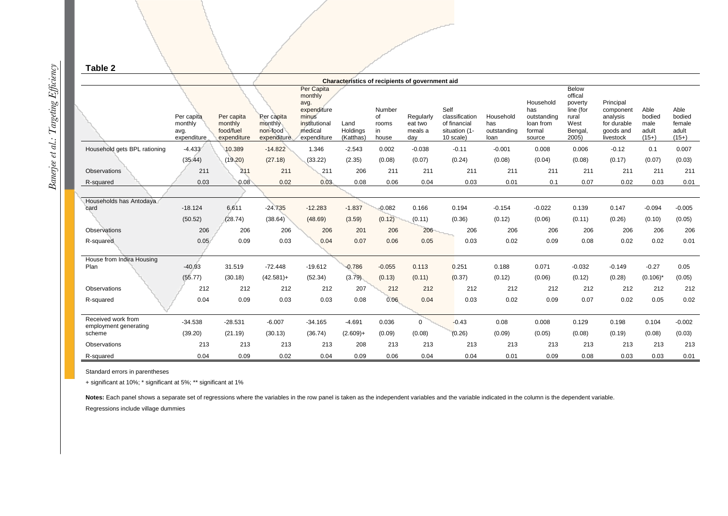**Table 2**

| Characteristics of recipients of government aid | | | | | | | | | | | | | | |
|---|---|---|---|---|---|---|---|---|---|---|---|---|---|---|
| | Per capita monthly avg. expenditure | Per capita monthly food/fuel expenditure | Per capita monthly non-food expenditure | Per Capita monthly avg. expenditure minus institutional medical expenditure | Land Holdings (Katthas) | Number of rooms in house | Regularly eat two meals a day | Self classification of financial situation (1-10 scale) | Household has outstanding loan | Household has outstanding loan from formal source | Below offical poverty line (for rural West Bengal, 2005) | Principal component analysis for durable goods and livestock | Able bodied male adult (15+) | Able bodied female adult (15+) |
| Household gets BPL rationing | -4.433 | 10.389 | -14.822 | 1.346 | -2.543 | 0.002 | -0.038 | -0.11 | -0.001 | 0.008 | 0.006 | -0.12 | 0.1 | 0.007 |
| | (35.44) | (19.20) | (27.18) | (33.22) | (2.35) | (0.08) | (0.07) | (0.24) | (0.08) | (0.04) | (0.08) | (0.17) | (0.07) | (0.03) |
| Observations | 211 | 211 | 211 | 211 | 206 | 211 | 211 | 211 | 211 | 211 | 211 | 211 | 211 | 211 |
| R-squared | 0.03 | 0.08 | 0.02 | 0.03 | 0.08 | 0.06 | 0.04 | 0.03 | 0.01 | 0.1 | 0.07 | 0.02 | 0.03 | 0.01 |
| Households has Antodaya card | -18.124 | 6.611 | -24.735 | -12.283 | -1.837 | -0.082 | 0.166 | 0.194 | -0.154 | -0.022 | 0.139 | 0.147 | -0.094 | -0.005 |
| | (50.52) | (28.74) | (38.64) | (48.69) | (3.59) | (0.12) | (0.11) | (0.36) | (0.12) | (0.06) | (0.11) | (0.26) | (0.10) | (0.05) |
| Observations | 206 | 206 | 206 | 206 | 201 | 206 | 206 | 206 | 206 | 206 | 206 | 206 | 206 | 206 |
| R-squared | 0.05 | 0.09 | 0.03 | 0.04 | 0.07 | 0.06 | 0.05 | 0.03 | 0.02 | 0.09 | 0.08 | 0.02 | 0.02 | 0.01 |
| House from Indira Housing Plan | -40.93 | 31.519 | -72.448 | -19.612 | -0.786 | -0.055 | 0.113 | 0.251 | 0.188 | 0.071 | -0.032 | -0.149 | -0.27 | 0.05 |
| | (55.77) | (30.18) | (42.581)+ | (52.34) | (3.79) | (0.13) | (0.11) | (0.37) | (0.12) | (0.06) | (0.12) | (0.28) | (0.106)* | (0.05) |
| Observations | 212 | 212 | 212 | 212 | 207 | 212 | 212 | 212 | 212 | 212 | 212 | 212 | 212 | 212 |
| R-squared | 0.04 | 0.09 | 0.03 | 0.03 | 0.08 | 0.06 | 0.04 | 0.03 | 0.02 | 0.09 | 0.07 | 0.02 | 0.05 | 0.02 |
| Received work from employment generating scheme | -34.538 | -28.531 | -6.007 | -34.165 | -4.691 | 0.036 | 0 | -0.43 | 0.08 | 0.008 | 0.129 | 0.198 | 0.104 | -0.002 |
| | (39.20) | (21.19) | (30.13) | (36.74) | (2.609)+ | (0.09) | (0.08) | (0.26) | (0.09) | (0.05) | (0.08) | (0.19) | (0.08) | (0.03) |
| Observations | 213 | 213 | 213 | 213 | 208 | 213 | 213 | 213 | 213 | 213 | 213 | 213 | 213 | 213 |
| R-squared | 0.04 | 0.09 | 0.02 | 0.04 | 0.09 | 0.06 | 0.04 | 0.04 | 0.01 | 0.09 | 0.08 | 0.03 | 0.03 | 0.01 |

Standard errors in parentheses

+ significant at 10%; * significant at 5%; ** significant at 1%

**Notes:** Each panel shows a separate set of regressions where the variables in the row panel is taken as the independent variables and the variable indicated in the column is the dependent variable.

Regressions include village dummies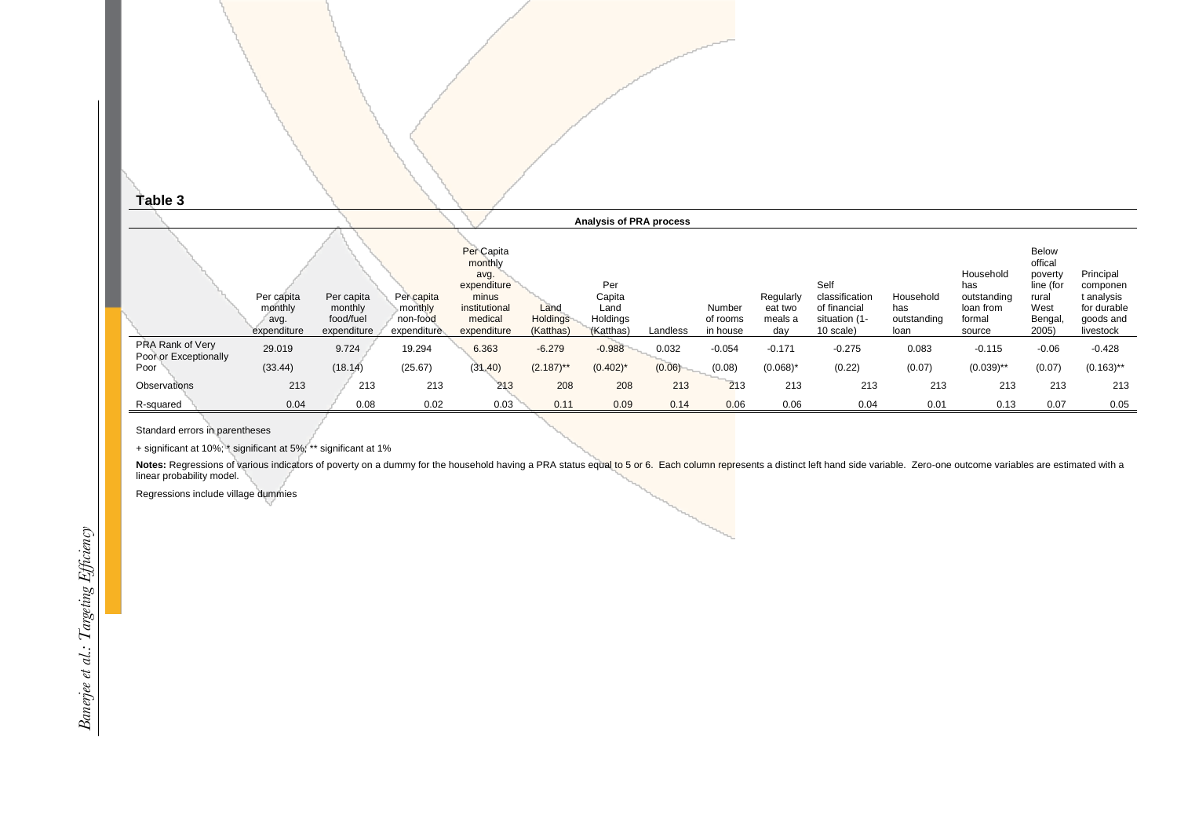**Table 3**

**Analysis of PRA process**

| | Per capita monthly avg. expenditure | Per capita monthly food/fuel expenditure | Per capita monthly non-food expenditure | Per Capita monthly avg. expenditure minus institutional medical expenditure | Land Holdings (Katthas) | Per Capita Land Holdings (Katthas) | Landless | Number of rooms in house | Regularly eat two meals a day | Self classification of financial situation (1-10 scale) | Household has outstanding loan | Household has outstanding loan from formal source | Below offical poverty line (for rural West Bengal, 2005) | Principal component analysis for durable goods and livestock |
|---|---|---|---|---|---|---|---|---|---|---|---|---|---|---|
| PRA Rank of Very Poor or Exceptionally Poor | 29.019 | 9.724 | 19.294 | 6.363 | -6.279 | -0.988 | 0.032 | -0.054 | -0.171 | -0.275 | 0.083 | -0.115 | -0.06 | -0.428 |
| | (33.44) | (18.14) | (25.67) | (31.40) | (2.187)** | (0.402)* | (0.06) | (0.08) | (0.068)* | (0.22) | (0.07) | (0.039)** | (0.07) | (0.163)** |
| Observations | 213 | 213 | 213 | 213 | 208 | 208 | 213 | 213 | 213 | 213 | 213 | 213 | 213 | 213 |
| R-squared | 0.04 | 0.08 | 0.02 | 0.03 | 0.11 | 0.09 | 0.14 | 0.06 | 0.06 | 0.04 | 0.01 | 0.13 | 0.07 | 0.05 |

Standard errors in parentheses

+ significant at 10%; * significant at 5%; ** significant at 1%

**Notes:** Regressions of various indicators of poverty on a dummy for the household having a PRA status equal to 5 or 6. Each column represents a distinct left hand side variable. Zero-one outcome variables are estimated with a linear probability model.

Regressions include village dummies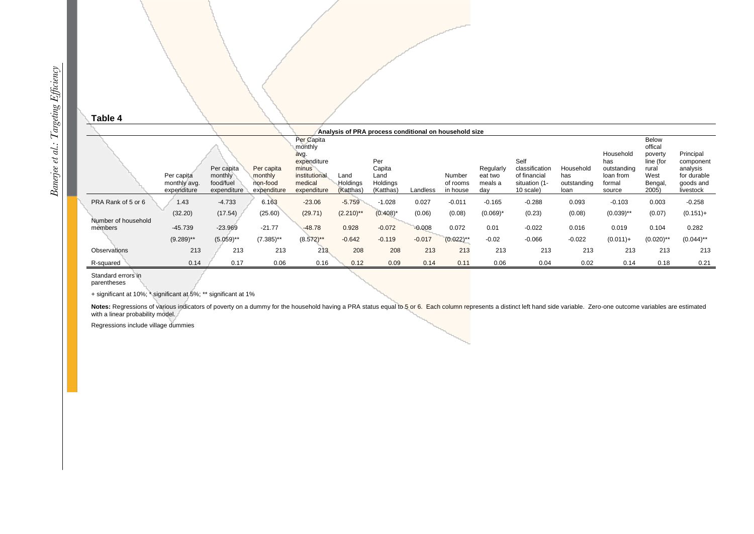## Table 4

| Analysis of PRA process conditional on household size | | | | | | | | | | | | | | |
|---|---|---|---|---|---|---|---|---|---|---|---|---|---|---|
| | Per capita monthly avg. expenditure | Per capita monthly food/fuel expenditure | Per capita monthly non-food expenditure | Per Capita monthly avg. expenditure minus institutional medical expenditure | Land Holdings (Katthas) | Per Capita Land Holdings (Katthas) | Landless | Number of rooms in house | Regularly eat two meals a day | Self classification of financial situation (1-10 scale) | Household has outstanding loan | Household has outstanding loan from formal source | Below offical poverty line (for rural West Bengal, 2005) | Principal component analysis for durable goods and livestock |
| PRA Rank of 5 or 6 | 1.43 | -4.733 | 6.163 | -23.06 | -5.759 | -1.028 | 0.027 | -0.011 | -0.165 | -0.288 | 0.093 | -0.103 | 0.003 | -0.258 |
| | (32.20) | (17.54) | (25.60) | (29.71) | (2.210)** | (0.408)* | (0.06) | (0.08) | (0.069)* | (0.23) | (0.08) | (0.039)** | (0.07) | (0.151)+ |
| Number of household members | -45.739 | -23.969 | -21.77 | -48.78 | 0.928 | -0.072 | -0.008 | 0.072 | 0.01 | -0.022 | 0.016 | 0.019 | 0.104 | 0.282 |
| | (9.289)** | (5.059)** | (7.385)** | (8.572)** | -0.642 | -0.119 | -0.017 | (0.022)** | -0.02 | -0.066 | -0.022 | (0.011)+ | (0.020)** | (0.044)** |
| Observations | 213 | 213 | 213 | 213 | 208 | 208 | 213 | 213 | 213 | 213 | 213 | 213 | 213 | 213 |
| R-squared | 0.14 | 0.17 | 0.06 | 0.16 | 0.12 | 0.09 | 0.14 | 0.11 | 0.06 | 0.04 | 0.02 | 0.14 | 0.18 | 0.21 |

Standard errors in parentheses

+ significant at 10%; * significant at 5%; ** significant at 1%

**Notes:** Regressions of various indicators of poverty on a dummy for the household having a PRA status equal to 5 or 6. Each column represents a distinct left hand side variable. Zero-one outcome variables are estimated with a linear probability model.

Regressions include village dummies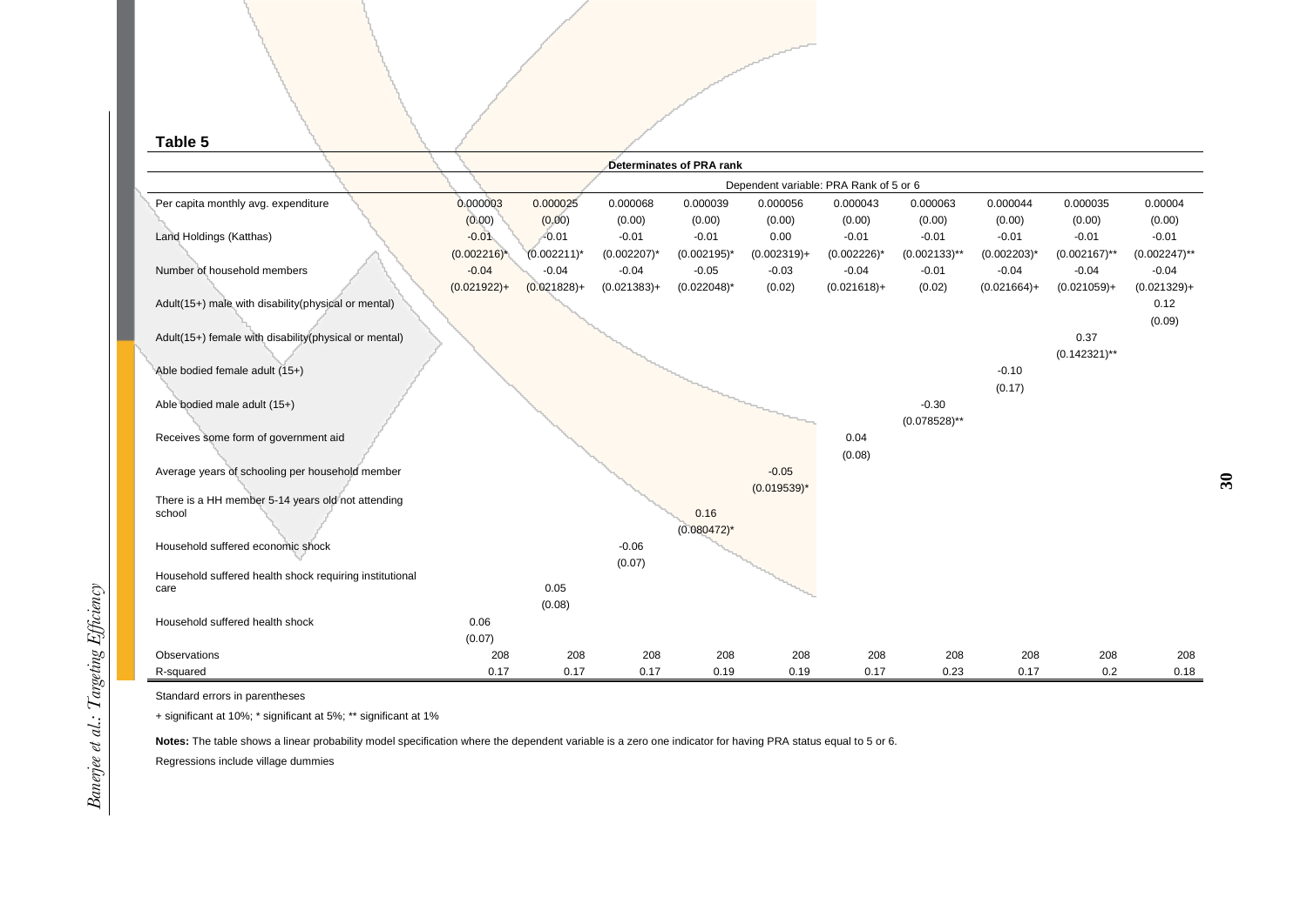## Table 5

| Determinates of PRA rank | | | | | | | | | | |
|---|---|---|---|---|---|---|---|---|---|---|
| | Dependent variable: PRA Rank of 5 or 6 | | | | | | | | | |
| Per capita monthly avg. expenditure | 0.000003 | 0.000025 | 0.000068 | 0.000039 | 0.000056 | 0.000043 | 0.000063 | 0.000044 | 0.000035 | 0.00004 |
| | (0.00) | (0.00) | (0.00) | (0.00) | (0.00) | (0.00) | (0.00) | (0.00) | (0.00) | (0.00) |
| Land Holdings (Katthas) | -0.01 | -0.01 | -0.01 | -0.01 | 0.00 | -0.01 | -0.01 | -0.01 | -0.01 | -0.01 |
| | (0.002216)* | (0.002211)* | (0.002207)* | (0.002195)* | (0.002319)+ | (0.002226)* | (0.002133)** | (0.002203)* | (0.002167)** | (0.002247)** |
| Number of household members | -0.04 | -0.04 | -0.04 | -0.05 | -0.03 | -0.04 | -0.01 | -0.04 | -0.04 | -0.04 |
| | (0.021922)+ | (0.021828)+ | (0.021383)+ | (0.022048)* | (0.02) | (0.021618)+ | (0.02) | (0.021664)+ | (0.021059)+ | (0.021329)+ |
| Adult(15+) male with disability(physical or mental) | | | | | | | | | | 0.12 |
| | | | | | | | | | | (0.09) |
| Adult(15+) female with disability(physical or mental) | | | | | | | | | 0.37 | |
| | | | | | | | | | (0.142321)** | |
| Able bodied female adult (15+) | | | | | | | | -0.10 | | |
| | | | | | | | | (0.17) | | |
| Able bodied male adult (15+) | | | | | | | -0.30 | | | |
| | | | | | | | (0.078528)** | | | |
| Receives some form of government aid | | | | | | 0.04 | | | | |
| | | | | | | (0.08) | | | | |
| Average years of schooling per household member | | | | | -0.05 | | | | | |
| | | | | | (0.019539)* | | | | | |
| There is a HH member 5-14 years old not attending school | | | | 0.16 | | | | | | |
| | | | | (0.080472)* | | | | | | |
| Household suffered economic shock | | | -0.06 | | | | | | | |
| | | | (0.07) | | | | | | | |
| Household suffered health shock requiring institutional care | | 0.05 | | | | | | | | |
| | | (0.08) | | | | | | | | |
| Household suffered health shock | 0.06 | | | | | | | | | |
| | (0.07) | | | | | | | | | |
| Observations | 208 | 208 | 208 | 208 | 208 | 208 | 208 | 208 | 208 | 208 |
| R-squared | 0.17 | 0.17 | 0.17 | 0.19 | 0.19 | 0.17 | 0.23 | 0.17 | 0.2 | 0.18 |

Standard errors in parentheses

+ significant at 10%; * significant at 5%; ** significant at 1%

**Notes:** The table shows a linear probability model specification where the dependent variable is a zero one indicator for having PRA status equal to 5 or 6.

Regressions include village dummies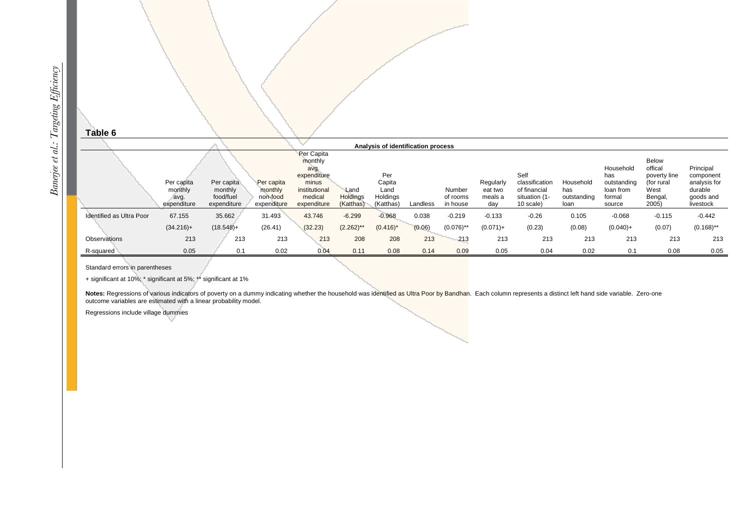## Table 6

| Analysis of identification process | | | | | | | | | | | | | | |
|---|---|---|---|---|---|---|---|---|---|---|---|---|---|---|
| | Per capita monthly avg. expenditure | Per capita monthly food/fuel expenditure | Per capita monthly non-food expenditure | Per Capita monthly avg. expenditure minus institutional medical expenditure | Land Holdings (Katthas) | Per Capita Land Holdings (Katthas) | Landless | Number of rooms in house | Regularly eat two meals a day | Self classification of financial situation (1-10 scale) | Household has outstanding loan | Household has outstanding loan from formal source | Below offical poverty line (for rural West Bengal, 2005) | Principal component analysis for durable goods and livestock |
| Identified as Ultra Poor | 67.155 | 35.662 | 31.493 | 43.746 | -6.299 | -0.968 | 0.038 | -0.219 | -0.133 | -0.26 | 0.105 | -0.068 | -0.115 | -0.442 |
| | (34.216)+ | (18.548)+ | (26.41) | (32.23) | (2.262)** | (0.416)* | (0.06) | (0.076)** | (0.071)+ | (0.23) | (0.08) | (0.040)+ | (0.07) | (0.168)** |
| Observations | 213 | 213 | 213 | 213 | 208 | 208 | 213 | 213 | 213 | 213 | 213 | 213 | 213 | 213 |
| R-squared | 0.05 | 0.1 | 0.02 | 0.04 | 0.11 | 0.08 | 0.14 | 0.09 | 0.05 | 0.04 | 0.02 | 0.1 | 0.08 | 0.05 |

Standard errors in parentheses

+ significant at 10%; * significant at 5%; ** significant at 1%

**Notes:** Regressions of various indicators of poverty on a dummy indicating whether the household was identified as Ultra Poor by Bandhan. Each column represents a distinct left hand side variable. Zero-one outcome variables are estimated with a linear probability model.

Regressions include village dummies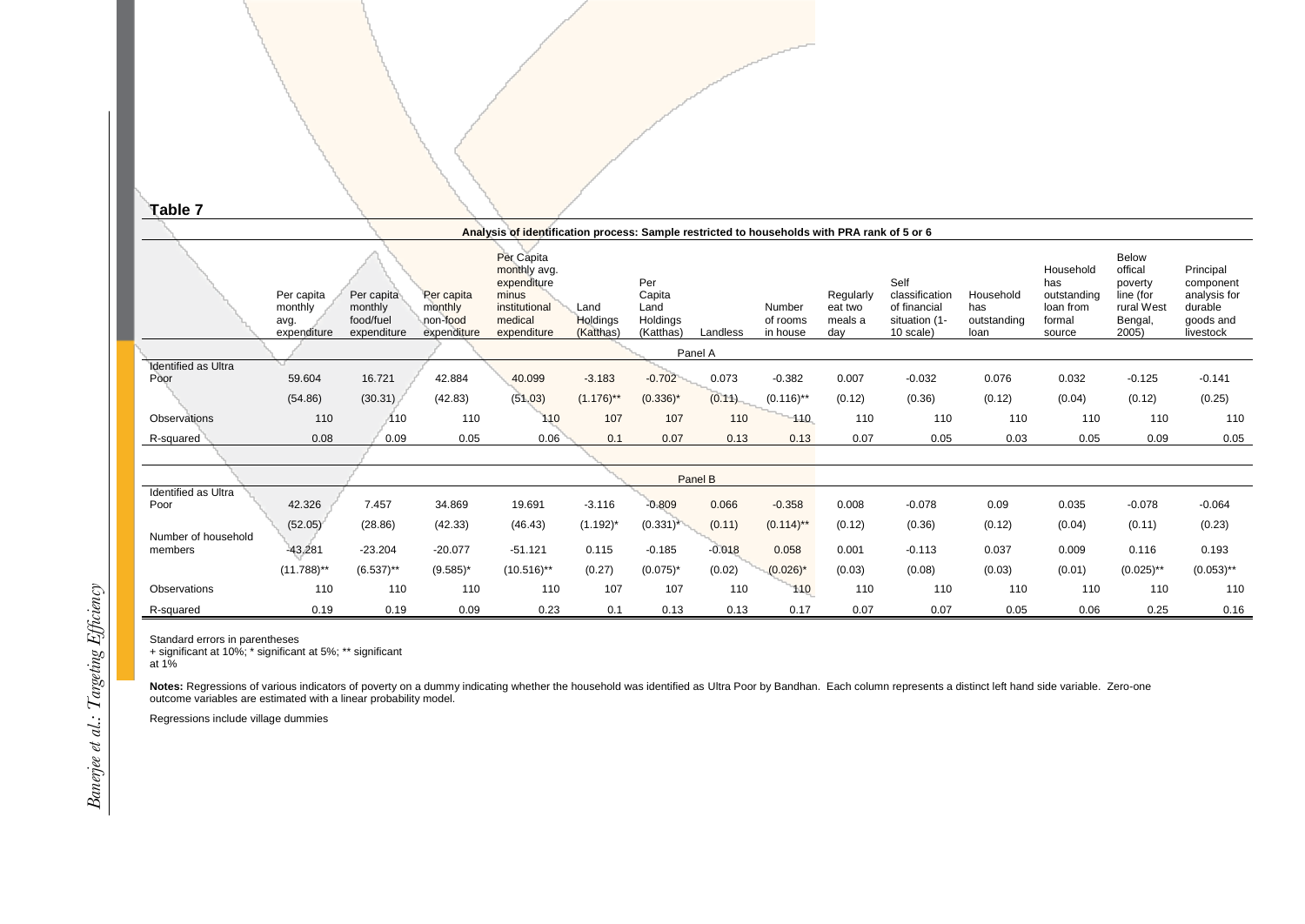## Table 7

| | Per capita monthly avg. expenditure | Per capita monthly food/fuel expenditure | Per capita monthly non-food expenditure | Per Capita monthly avg. expenditure minus institutional medical expenditure | Land Holdings (Katthas) | Per Capita Land Holdings (Katthas) | Landless | Number of rooms in house | Regularly eat two meals a day | Self classification of financial situation (1-10 scale) | Household has outstanding loan | Household has outstanding loan from formal source | Below offical poverty line (for rural West Bengal, 2005) | Principal component analysis for durable goods and livestock |
|---|---|---|---|---|---|---|---|---|---|---|---|---|---|---|
| **Analysis of identification process: Sample restricted to households with PRA rank of 5 or 6** | | | | | | | | | | | | | | |
| **Panel A** | | | | | | | | | | | | | | |
| Identified as Ultra Poor | 59.604 | 16.721 | 42.884 | 40.099 | -3.183 | -0.702 | 0.073 | -0.382 | 0.007 | -0.032 | 0.076 | 0.032 | -0.125 | -0.141 |
| | (54.86) | (30.31) | (42.83) | (51.03) | (1.176)** | (0.336)* | (0.11) | (0.116)** | (0.12) | (0.36) | (0.12) | (0.04) | (0.12) | (0.25) |
| Observations | 110 | 110 | 110 | 110 | 107 | 107 | 110 | 110 | 110 | 110 | 110 | 110 | 110 | 110 |
| R-squared | 0.08 | 0.09 | 0.05 | 0.06 | 0.1 | 0.07 | 0.13 | 0.13 | 0.07 | 0.05 | 0.03 | 0.05 | 0.09 | 0.05 |
| **Panel B** | | | | | | | | | | | | | | |
| Identified as Ultra Poor | 42.326 | 7.457 | 34.869 | 19.691 | -3.116 | -0.809 | 0.066 | -0.358 | 0.008 | -0.078 | 0.09 | 0.035 | -0.078 | -0.064 |
| | (52.05) | (28.86) | (42.33) | (46.43) | (1.192)* | (0.331)* | (0.11) | (0.114)** | (0.12) | (0.36) | (0.12) | (0.04) | (0.11) | (0.23) |
| Number of household members | -43.281 | -23.204 | -20.077 | -51.121 | 0.115 | -0.185 | -0.018 | 0.058 | 0.001 | -0.113 | 0.037 | 0.009 | 0.116 | 0.193 |
| | (11.788)** | (6.537)** | (9.585)* | (10.516)** | (0.27) | (0.075)* | (0.02) | (0.026)* | (0.03) | (0.08) | (0.03) | (0.01) | (0.025)** | (0.053)** |
| Observations | 110 | 110 | 110 | 110 | 107 | 107 | 110 | 110 | 110 | 110 | 110 | 110 | 110 | 110 |
| R-squared | 0.19 | 0.19 | 0.09 | 0.23 | 0.1 | 0.13 | 0.13 | 0.17 | 0.07 | 0.07 | 0.05 | 0.06 | 0.25 | 0.16 |

Standard errors in parentheses
+ significant at 10%; * significant at 5%; ** significant at 1%

**Notes:** Regressions of various indicators of poverty on a dummy indicating whether the household was identified as Ultra Poor by Bandhan. Each column represents a distinct left hand side variable. Zero-one outcome variables are estimated with a linear probability model.

Regressions include village dummies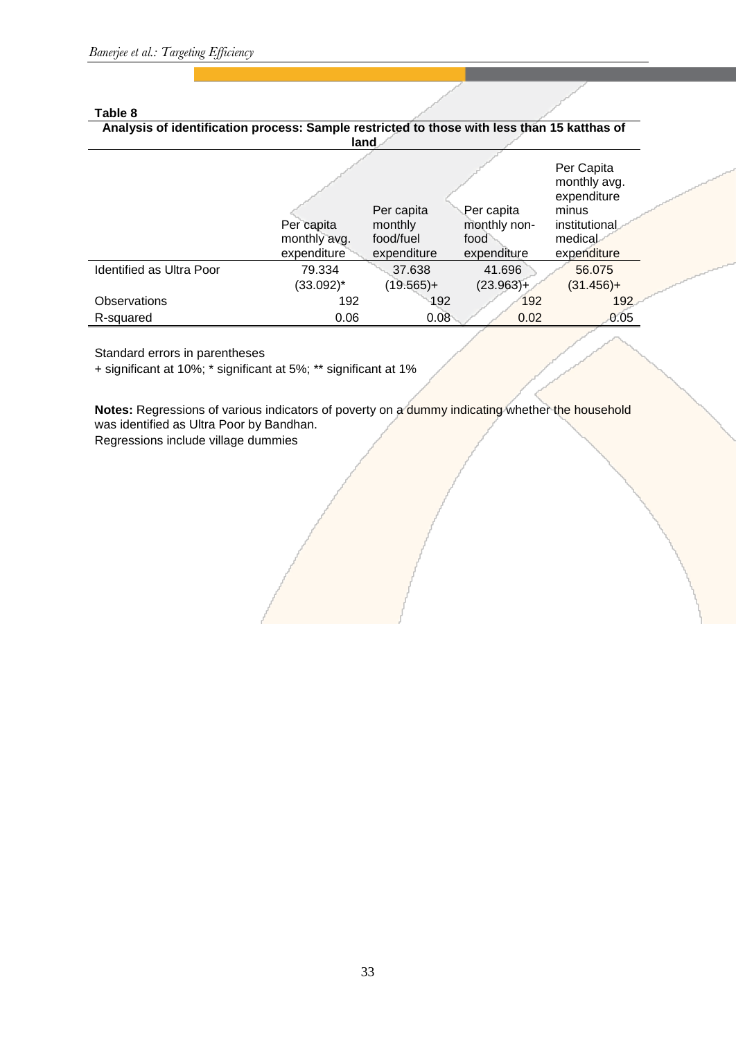**Table 8**

**Analysis of identification process: Sample restricted to those with less than 15 katthas of land**

| | Per capita monthly avg. expenditure | Per capita monthly food/fuel expenditure | Per capita monthly non-food expenditure | Per Capita monthly avg. expenditure minus institutional medical expenditure |
|---|---|---|---|---|
| Identified as Ultra Poor | 79.334 | 37.638 | 41.696 | 56.075 |
| | (33.092)* | (19.565)+ | (23.963)+ | (31.456)+ |
| Observations | 192 | 192 | 192 | 192 |
| R-squared | 0.06 | 0.08 | 0.02 | 0.05 |

Standard errors in parentheses
+ significant at 10%; * significant at 5%; ** significant at 1%

**Notes:** Regressions of various indicators of poverty on a dummy indicating whether the household was identified as Ultra Poor by Bandhan.
Regressions include village dummies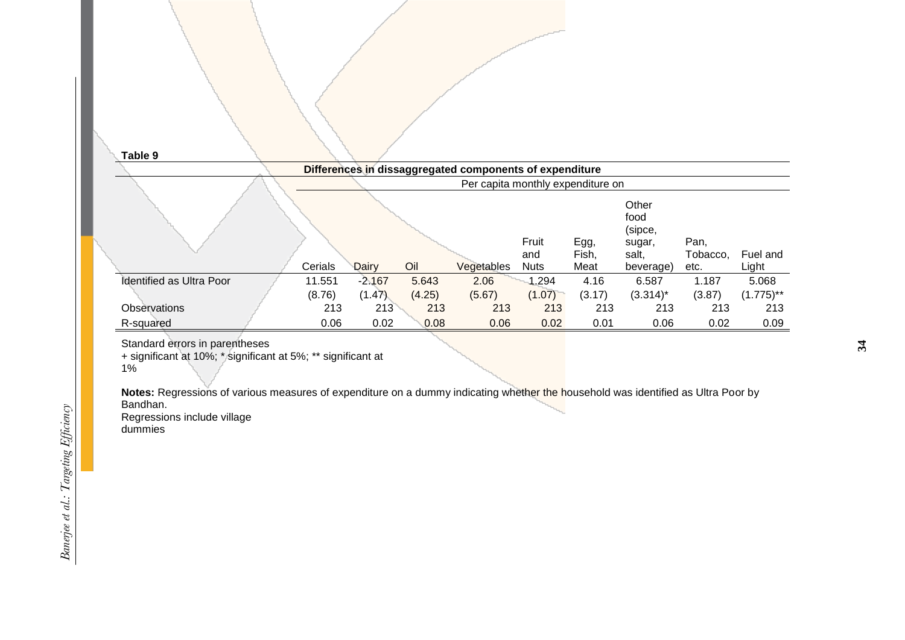**Table 9**

**Differences in dissaggregated components of expenditure**

| | Per capita monthly expenditure on | | | | | | | | |
|---|---|---|---|---|---|---|---|---|---|
| | Cerials | Dairy | Oil | Vegetables | Fruit and Nuts | Egg, Fish, Meat | Other food (sipce, sugar, salt, beverage) | Pan, Tobacco, etc. | Fuel and Light |
| Identified as Ultra Poor | 11.551 | -2.167 | 5.643 | 2.06 | 1.294 | 4.16 | 6.587 | 1.187 | 5.068 |
| | (8.76) | (1.47) | (4.25) | (5.67) | (1.07) | (3.17) | (3.314)* | (3.87) | (1.775)** |
| Observations | 213 | 213 | 213 | 213 | 213 | 213 | 213 | 213 | 213 |
| R-squared | 0.06 | 0.02 | 0.08 | 0.06 | 0.02 | 0.01 | 0.06 | 0.02 | 0.09 |

Standard errors in parentheses
+ significant at 10%; * significant at 5%; ** significant at 1%

**Notes:** Regressions of various measures of expenditure on a dummy indicating whether the household was identified as Ultra Poor by Bandhan.
Regressions include village dummies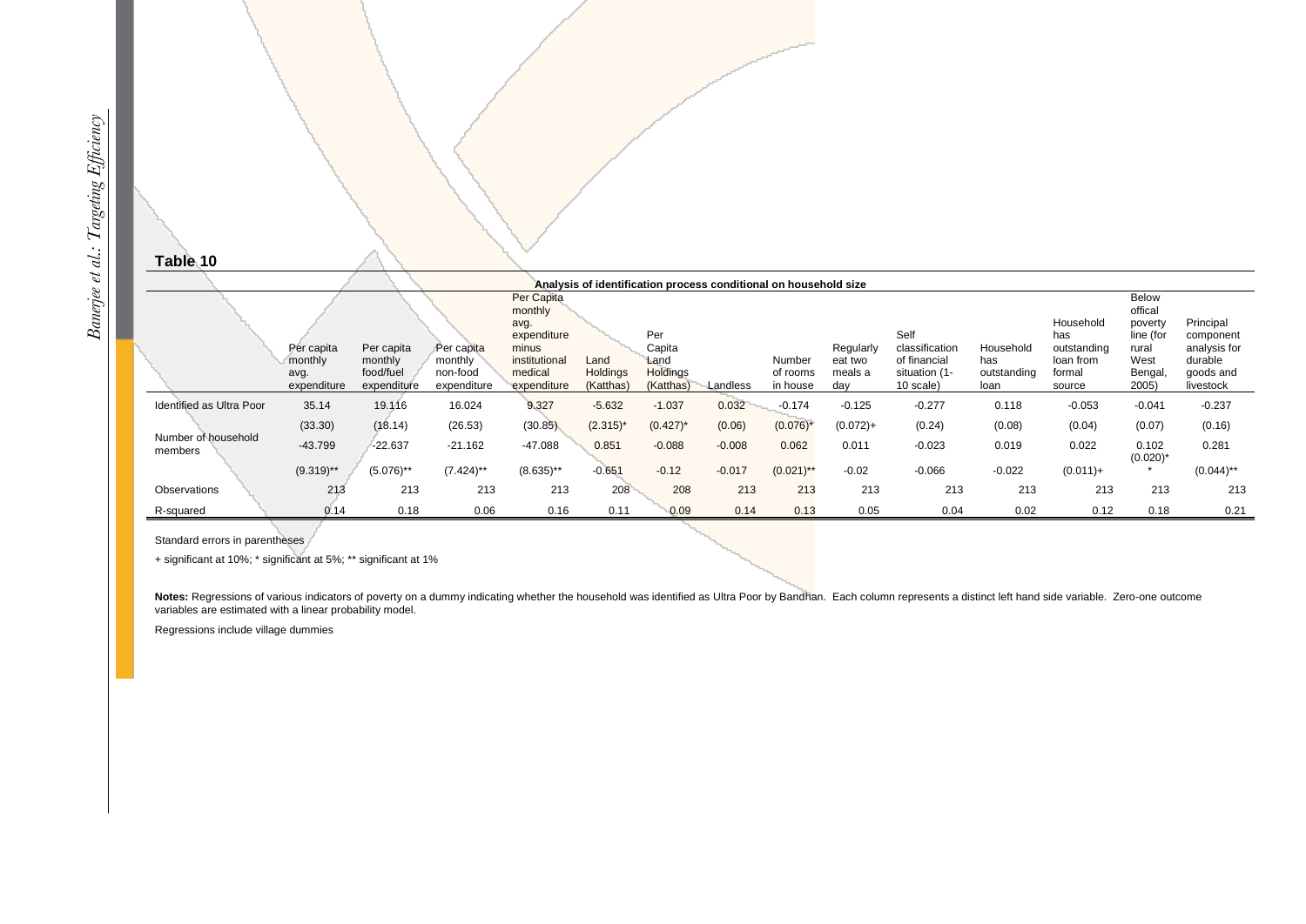## Table 10

| Analysis of identification process conditional on household size | | | | | | | | | | | | | | |
|---|---|---|---|---|---|---|---|---|---|---|---|---|---|---|
| | Per capita monthly avg. expenditure | Per capita monthly food/fuel expenditure | Per capita monthly non-food expenditure | Per Capita monthly avg. expenditure minus institutional medical expenditure | Land Holdings (Katthas) | Per Capita Land Holdings (Katthas) | Landless | Number of rooms in house | Regularly eat two meals a day | Self classification of financial situation (1-10 scale) | Household has outstanding loan | Household has outstanding loan from formal source | Below offical poverty line (for rural West Bengal, 2005) | Principal component analysis for durable goods and livestock |
| Identified as Ultra Poor | 35.14 | 19.116 | 16.024 | 9.327 | -5.632 | -1.037 | 0.032 | -0.174 | -0.125 | -0.277 | 0.118 | -0.053 | -0.041 | -0.237 |
| | (33.30) | (18.14) | (26.53) | (30.85) | (2.315)* | (0.427)* | (0.06) | (0.076)* | (0.072)+ | (0.24) | (0.08) | (0.04) | (0.07) | (0.16) |
| Number of household members | -43.799 | -22.637 | -21.162 | -47.088 | 0.851 | -0.088 | -0.008 | 0.062 | 0.011 | -0.023 | 0.019 | 0.022 | 0.102 | 0.281 |
| | (9.319)** | (5.076)** | (7.424)** | (8.635)** | -0.651 | -0.12 | -0.017 | (0.021)** | -0.02 | -0.066 | -0.022 | (0.011)+ | (0.020)** | (0.044)** |
| Observations | 213 | 213 | 213 | 213 | 208 | 208 | 213 | 213 | 213 | 213 | 213 | 213 | 213 | 213 |
| R-squared | 0.14 | 0.18 | 0.06 | 0.16 | 0.11 | 0.09 | 0.14 | 0.13 | 0.05 | 0.04 | 0.02 | 0.12 | 0.18 | 0.21 |

Standard errors in parentheses

+ significant at 10%; * significant at 5%; ** significant at 1%

**Notes:** Regressions of various indicators of poverty on a dummy indicating whether the household was identified as Ultra Poor by Bandhan. Each column represents a distinct left hand side variable. Zero-one outcome variables are estimated with a linear probability model.

Regressions include village dummies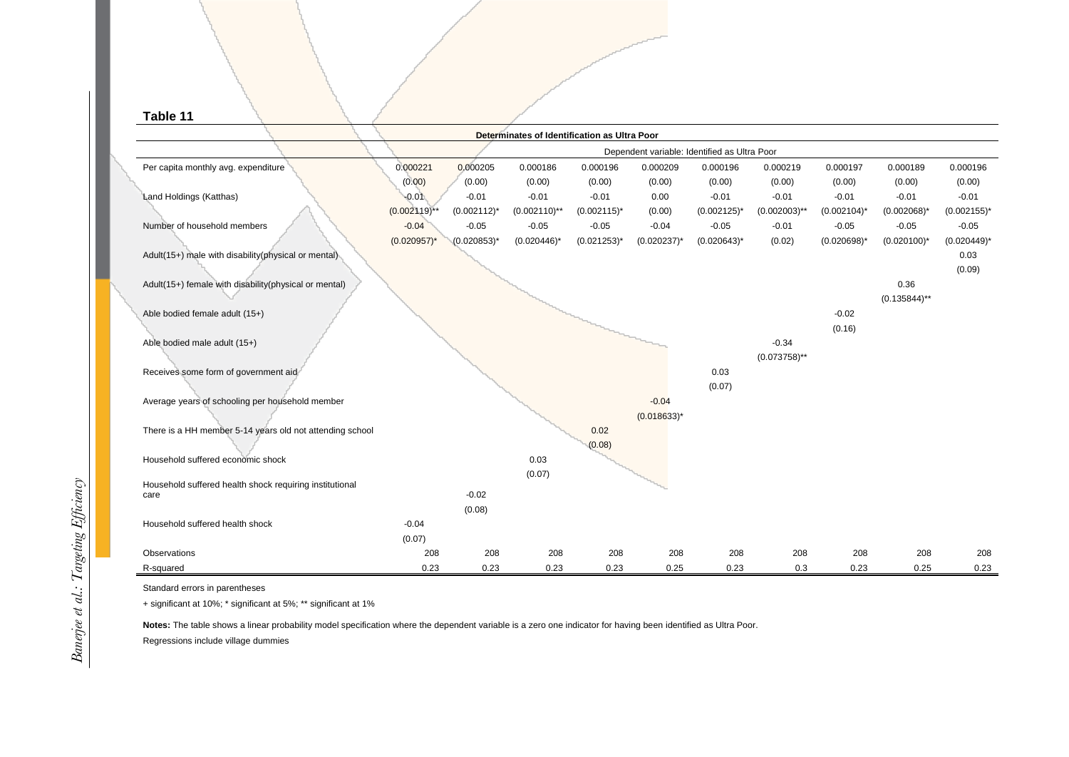**Table 11**

| Determinates of Identification as Ultra Poor | | | | | | | | | | |
|---|---|---|---|---|---|---|---|---|---|---|
| | Dependent variable: Identified as Ultra Poor | | | | | | | | | |
| Per capita monthly avg. expenditure | 0.000221 | 0.000205 | 0.000186 | 0.000196 | 0.000209 | 0.000196 | 0.000219 | 0.000197 | 0.000189 | 0.000196 |
| | (0.00) | (0.00) | (0.00) | (0.00) | (0.00) | (0.00) | (0.00) | (0.00) | (0.00) | (0.00) |
| Land Holdings (Katthas) | -0.01 | -0.01 | -0.01 | -0.01 | 0.00 | -0.01 | -0.01 | -0.01 | -0.01 | -0.01 |
| | (0.002119)** | (0.002112)* | (0.002110)** | (0.002115)* | (0.00) | (0.002125)* | (0.002003)** | (0.002104)* | (0.002068)* | (0.002155)* |
| Number of household members | -0.04 | -0.05 | -0.05 | -0.05 | -0.04 | -0.05 | -0.01 | -0.05 | -0.05 | -0.05 |
| | (0.020957)* | (0.020853)* | (0.020446)* | (0.021253)* | (0.020237)* | (0.020643)* | (0.02) | (0.020698)* | (0.020100)* | (0.020449)* |
| Adult(15+) male with disability(physical or mental) | | | | | | | | | | 0.03 |
| | | | | | | | | | | (0.09) |
| Adult(15+) female with disability(physical or mental) | | | | | | | | | 0.36 | |
| | | | | | | | | | (0.135844)** | |
| Able bodied female adult (15+) | | | | | | | | -0.02 | | |
| | | | | | | | | (0.16) | | |
| Able bodied male adult (15+) | | | | | | | -0.34 | | | |
| | | | | | | | (0.073758)** | | | |
| Receives some form of government aid | | | | | | 0.03 | | | | |
| | | | | | | (0.07) | | | | |
| Average years of schooling per household member | | | | | -0.04 | | | | | |
| | | | | | (0.018633)* | | | | | |
| There is a HH member 5-14 years old not attending school | | | | 0.02 | | | | | | |
| | | | | (0.08) | | | | | | |
| Household suffered economic shock | | | 0.03 | | | | | | | |
| | | | (0.07) | | | | | | | |
| Household suffered health shock requiring institutional care | | -0.02 | | | | | | | | |
| | | (0.08) | | | | | | | | |
| Household suffered health shock | -0.04 | | | | | | | | | |
| | (0.07) | | | | | | | | | |
| Observations | 208 | 208 | 208 | 208 | 208 | 208 | 208 | 208 | 208 | 208 |
| R-squared | 0.23 | 0.23 | 0.23 | 0.23 | 0.25 | 0.23 | 0.3 | 0.23 | 0.25 | 0.23 |

Standard errors in parentheses

+ significant at 10%; * significant at 5%; ** significant at 1%

**Notes:** The table shows a linear probability model specification where the dependent variable is a zero one indicator for having been identified as Ultra Poor.

Regressions include village dummies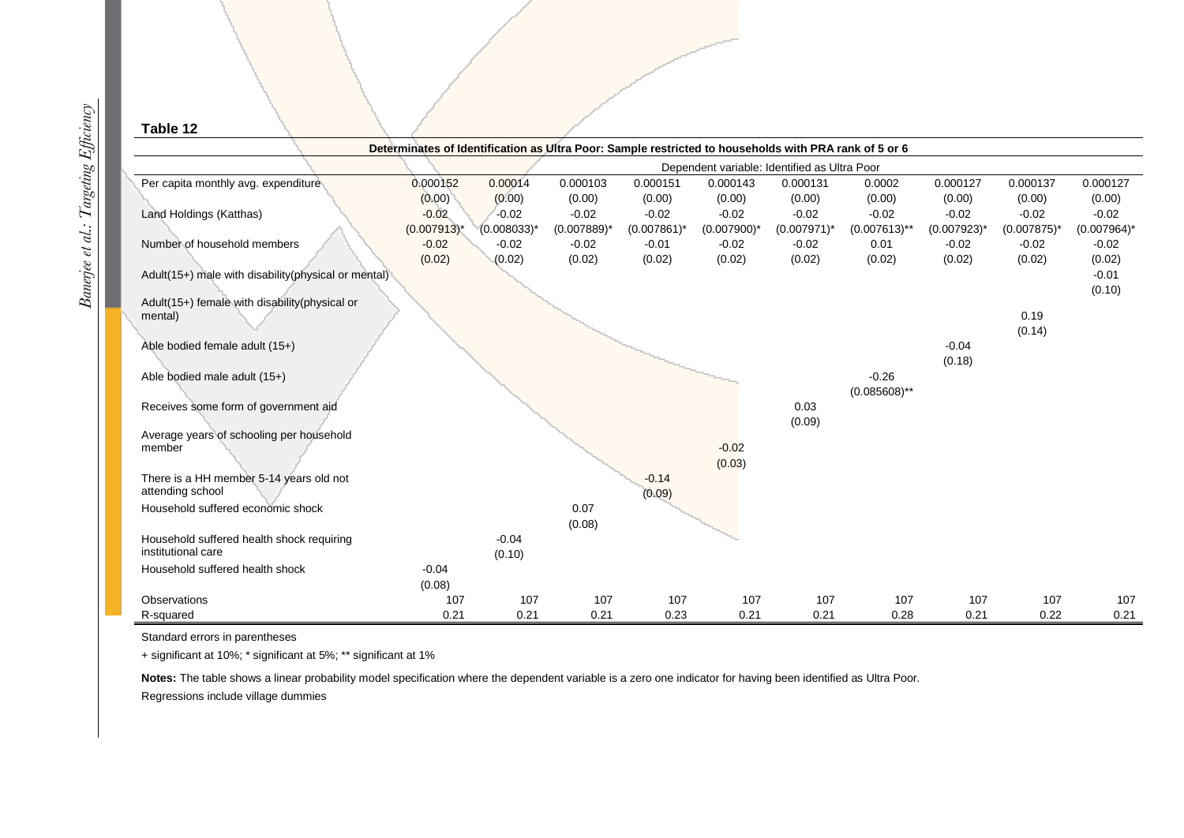**Table 12**

**Determinates of Identification as Ultra Poor: Sample restricted to households with PRA rank of 5 or 6**

| | Dependent variable: Identified as Ultra Poor | | | | | | | | | |
|---|---|---|---|---|---|---|---|---|---|---|
| Per capita monthly avg. expenditure | 0.000152 | 0.00014 | 0.000103 | 0.000151 | 0.000143 | 0.000131 | 0.0002 | 0.000127 | 0.000137 | 0.000127 |
| | (0.00) | (0.00) | (0.00) | (0.00) | (0.00) | (0.00) | (0.00) | (0.00) | (0.00) | (0.00) |
| Land Holdings (Katthas) | -0.02 | -0.02 | -0.02 | -0.02 | -0.02 | -0.02 | -0.02 | -0.02 | -0.02 | -0.02 |
| | (0.007913)* | (0.008033)* | (0.007889)* | (0.007861)* | (0.007900)* | (0.007971)* | (0.007613)** | (0.007923)* | (0.007875)* | (0.007964)* |
| Number of household members | -0.02 | -0.02 | -0.02 | -0.01 | -0.02 | -0.02 | 0.01 | -0.02 | -0.02 | -0.02 |
| | (0.02) | (0.02) | (0.02) | (0.02) | (0.02) | (0.02) | (0.02) | (0.02) | (0.02) | (0.02) |
| Adult(15+) male with disability(physical or mental) | | | | | | | | | | -0.01 |
| | | | | | | | | | | (0.10) |
| Adult(15+) female with disability(physical or mental) | | | | | | | | | 0.19 | |
| | | | | | | | | | (0.14) | |
| Able bodied female adult (15+) | | | | | | | | -0.04 | | |
| | | | | | | | | (0.18) | | |
| Able bodied male adult (15+) | | | | | | | -0.26 | | | |
| | | | | | | | (0.085608)** | | | |
| Receives some form of government aid | | | | | | 0.03 | | | | |
| | | | | | | (0.09) | | | | |
| Average years of schooling per household member | | | | | -0.02 | | | | | |
| | | | | | (0.03) | | | | | |
| There is a HH member 5-14 years old not attending school | | | | -0.14 | | | | | | |
| | | | | (0.09) | | | | | | |
| Household suffered economic shock | | | 0.07 | | | | | | | |
| | | | (0.08) | | | | | | | |
| Household suffered health shock requiring institutional care | | -0.04 | | | | | | | | |
| | | (0.10) | | | | | | | | |
| Household suffered health shock | -0.04 | | | | | | | | | |
| | (0.08) | | | | | | | | | |
| Observations | 107 | 107 | 107 | 107 | 107 | 107 | 107 | 107 | 107 | 107 |
| R-squared | 0.21 | 0.21 | 0.21 | 0.23 | 0.21 | 0.21 | 0.28 | 0.21 | 0.22 | 0.21 |

Standard errors in parentheses

+ significant at 10%; * significant at 5%; ** significant at 1%

**Notes:** The table shows a linear probability model specification where the dependent variable is a zero one indicator for having been identified as Ultra Poor.

Regressions include village dummies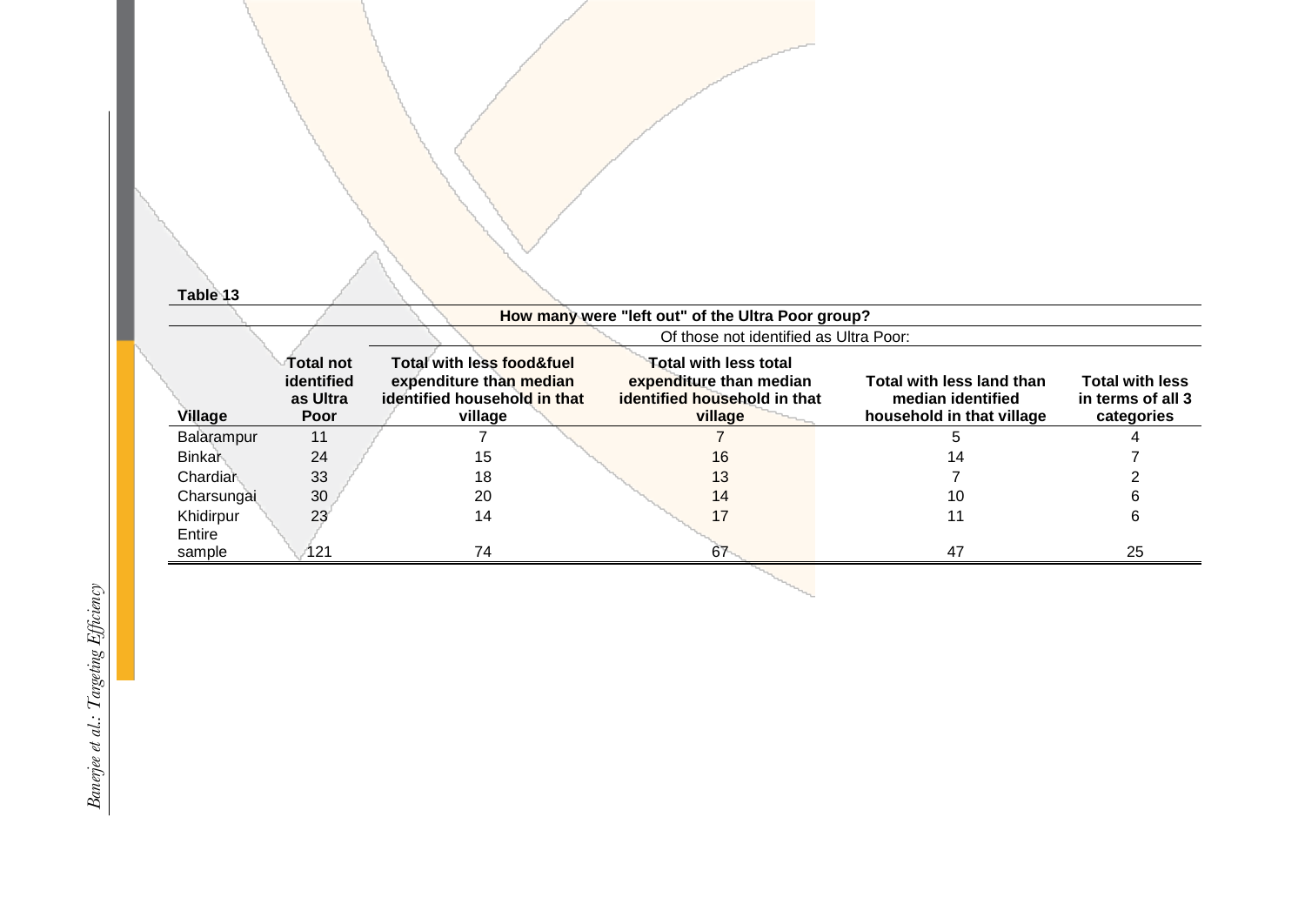**Table 13**

| How many were "left out" of the Ultra Poor group? | | | | | |
|---|---|---|---|---|---|
| | | Of those not identified as Ultra Poor: | | | |
| **Village** | **Total not identified as Ultra Poor** | **Total with less food&fuel expenditure than median identified household in that village** | **Total with less total expenditure than median identified household in that village** | **Total with less land than median identified household in that village** | **Total with less in terms of all 3 categories** |
| Balarampur | 11 | 7 | 7 | 5 | 4 |
| Binkar | 24 | 15 | 16 | 14 | 7 |
| Chardiar | 33 | 18 | 13 | 7 | 2 |
| Charsungai | 30 | 20 | 14 | 10 | 6 |
| Khidirpur | 23 | 14 | 17 | 11 | 6 |
| Entire sample | 121 | 74 | 67 | 47 | 25 |